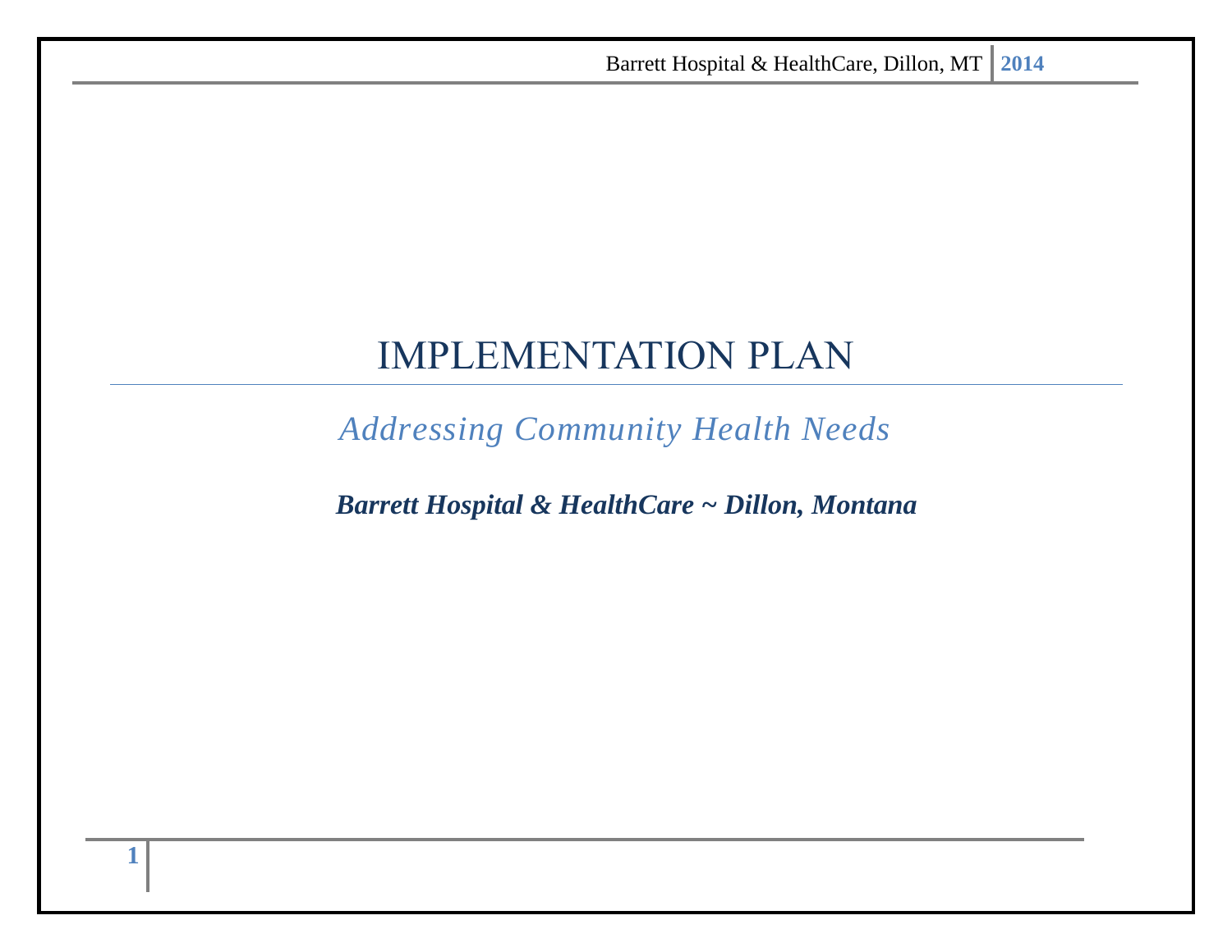# IMPLEMENTATION PLAN

## *Addressing Community Health Needs*

***Barrett Hospital & HealthCare ~ Dillon, Montana***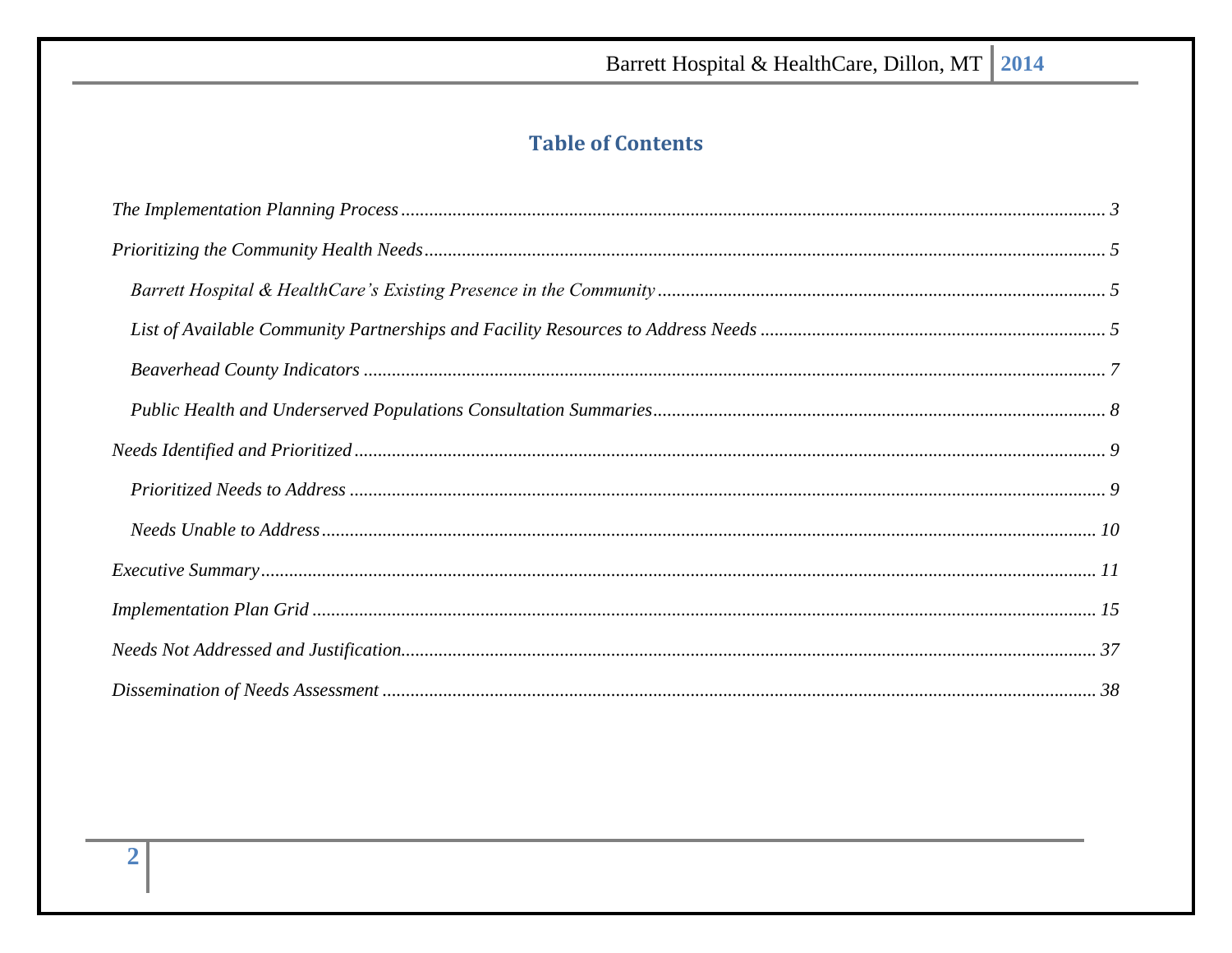## Table of Contents

*The Implementation Planning Process* ........ 3

*Prioritizing the Community Health Needs* ........ 5

- *Barrett Hospital & HealthCare's Existing Presence in the Community* ........ 5
- *List of Available Community Partnerships and Facility Resources to Address Needs* ........ 5
- *Beaverhead County Indicators* ........ 7
- *Public Health and Underserved Populations Consultation Summaries* ........ 8

*Needs Identified and Prioritized* ........ 9

- *Prioritized Needs to Address* ........ 9
- *Needs Unable to Address* ........ 10

*Executive Summary* ........ 11

*Implementation Plan Grid* ........ 15

*Needs Not Addressed and Justification* ........ 37

*Dissemination of Needs Assessment* ........ 38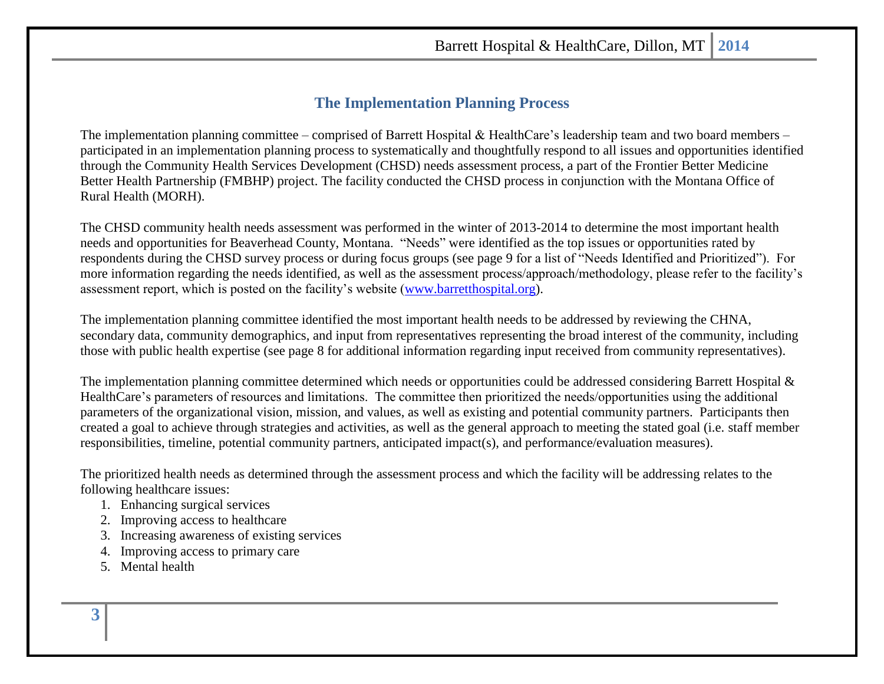## The Implementation Planning Process

The implementation planning committee – comprised of Barrett Hospital & HealthCare's leadership team and two board members – participated in an implementation planning process to systematically and thoughtfully respond to all issues and opportunities identified through the Community Health Services Development (CHSD) needs assessment process, a part of the Frontier Better Medicine Better Health Partnership (FMBHP) project. The facility conducted the CHSD process in conjunction with the Montana Office of Rural Health (MORH).

The CHSD community health needs assessment was performed in the winter of 2013-2014 to determine the most important health needs and opportunities for Beaverhead County, Montana. "Needs" were identified as the top issues or opportunities rated by respondents during the CHSD survey process or during focus groups (see page 9 for a list of "Needs Identified and Prioritized"). For more information regarding the needs identified, as well as the assessment process/approach/methodology, please refer to the facility's assessment report, which is posted on the facility's website ([www.barretthospital.org](http://www.barretthospital.org)).

The implementation planning committee identified the most important health needs to be addressed by reviewing the CHNA, secondary data, community demographics, and input from representatives representing the broad interest of the community, including those with public health expertise (see page 8 for additional information regarding input received from community representatives).

The implementation planning committee determined which needs or opportunities could be addressed considering Barrett Hospital & HealthCare's parameters of resources and limitations. The committee then prioritized the needs/opportunities using the additional parameters of the organizational vision, mission, and values, as well as existing and potential community partners. Participants then created a goal to achieve through strategies and activities, as well as the general approach to meeting the stated goal (i.e. staff member responsibilities, timeline, potential community partners, anticipated impact(s), and performance/evaluation measures).

The prioritized health needs as determined through the assessment process and which the facility will be addressing relates to the following healthcare issues:

1. Enhancing surgical services
2. Improving access to healthcare
3. Increasing awareness of existing services
4. Improving access to primary care
5. Mental health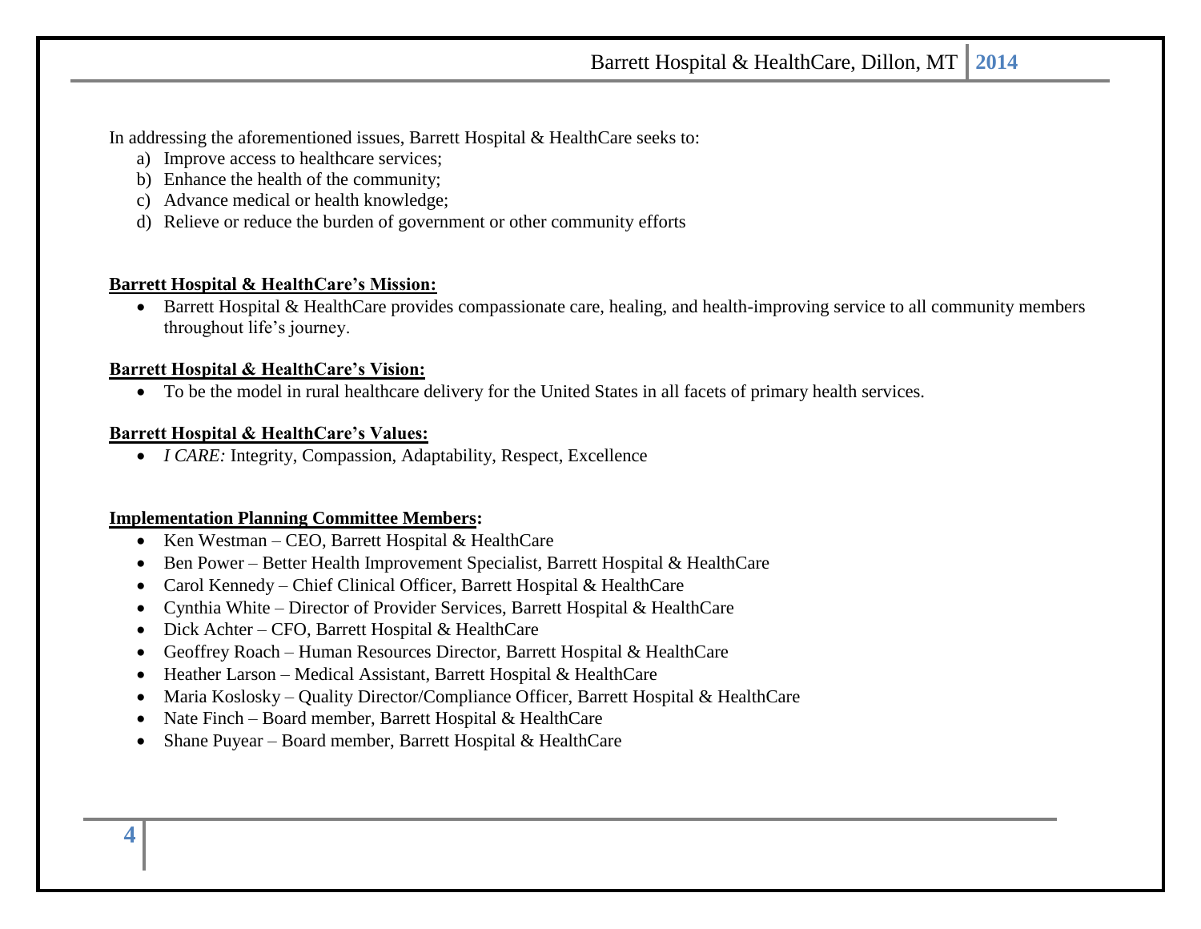In addressing the aforementioned issues, Barrett Hospital & HealthCare seeks to:

a) Improve access to healthcare services;
b) Enhance the health of the community;
c) Advance medical or health knowledge;
d) Relieve or reduce the burden of government or other community efforts

**Barrett Hospital & HealthCare's Mission:**

- Barrett Hospital & HealthCare provides compassionate care, healing, and health-improving service to all community members throughout life's journey.

**Barrett Hospital & HealthCare's Vision:**

- To be the model in rural healthcare delivery for the United States in all facets of primary health services.

**Barrett Hospital & HealthCare's Values:**

- *I CARE:* Integrity, Compassion, Adaptability, Respect, Excellence

**Implementation Planning Committee Members:**

- Ken Westman – CEO, Barrett Hospital & HealthCare
- Ben Power – Better Health Improvement Specialist, Barrett Hospital & HealthCare
- Carol Kennedy – Chief Clinical Officer, Barrett Hospital & HealthCare
- Cynthia White – Director of Provider Services, Barrett Hospital & HealthCare
- Dick Achter – CFO, Barrett Hospital & HealthCare
- Geoffrey Roach – Human Resources Director, Barrett Hospital & HealthCare
- Heather Larson – Medical Assistant, Barrett Hospital & HealthCare
- Maria Koslosky – Quality Director/Compliance Officer, Barrett Hospital & HealthCare
- Nate Finch – Board member, Barrett Hospital & HealthCare
- Shane Puyear – Board member, Barrett Hospital & HealthCare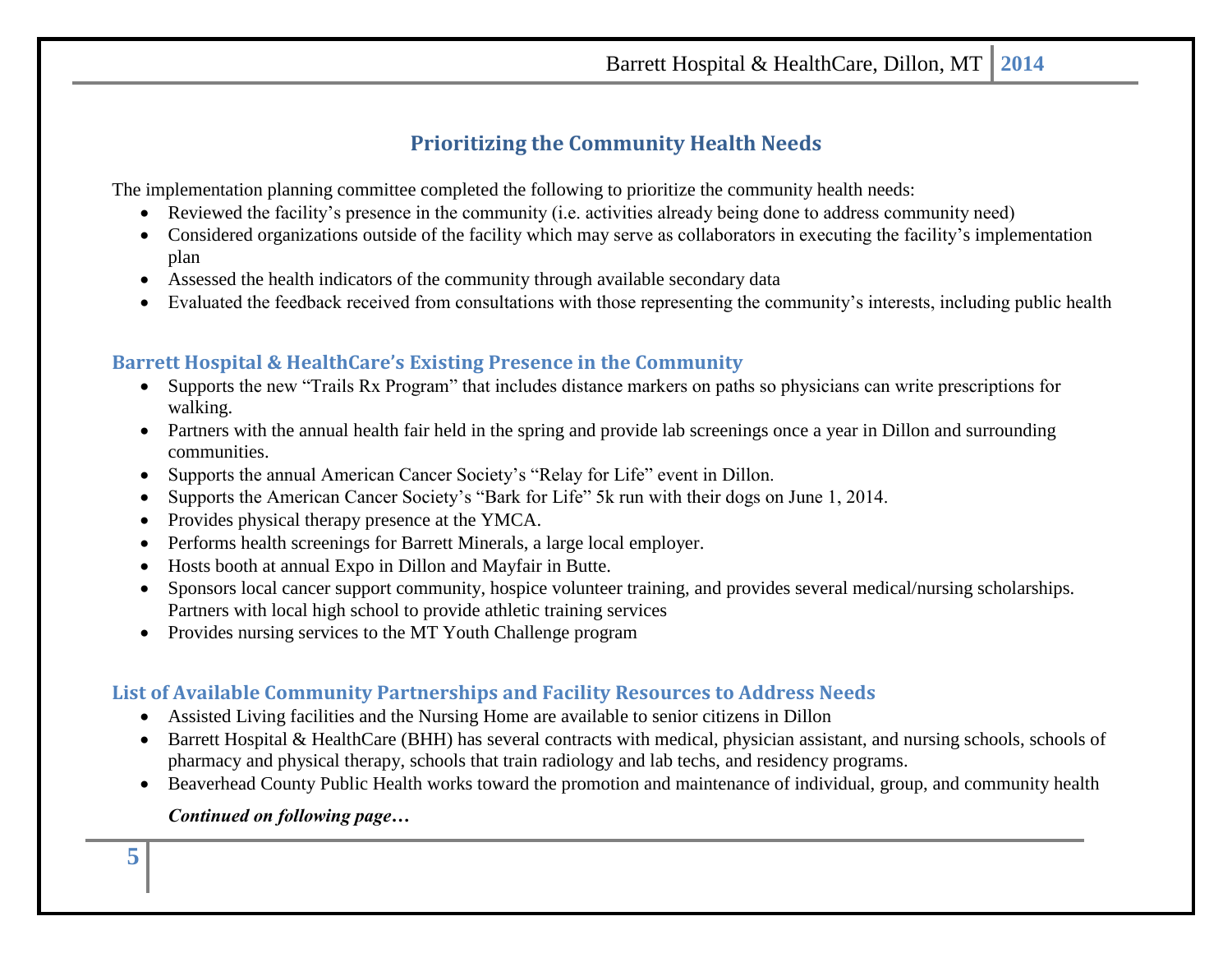## Prioritizing the Community Health Needs

The implementation planning committee completed the following to prioritize the community health needs:

- Reviewed the facility's presence in the community (i.e. activities already being done to address community need)
- Considered organizations outside of the facility which may serve as collaborators in executing the facility's implementation plan
- Assessed the health indicators of the community through available secondary data
- Evaluated the feedback received from consultations with those representing the community's interests, including public health

### Barrett Hospital & HealthCare's Existing Presence in the Community

- Supports the new "Trails Rx Program" that includes distance markers on paths so physicians can write prescriptions for walking.
- Partners with the annual health fair held in the spring and provide lab screenings once a year in Dillon and surrounding communities.
- Supports the annual American Cancer Society's "Relay for Life" event in Dillon.
- Supports the American Cancer Society's "Bark for Life" 5k run with their dogs on June 1, 2014.
- Provides physical therapy presence at the YMCA.
- Performs health screenings for Barrett Minerals, a large local employer.
- Hosts booth at annual Expo in Dillon and Mayfair in Butte.
- Sponsors local cancer support community, hospice volunteer training, and provides several medical/nursing scholarships. Partners with local high school to provide athletic training services
- Provides nursing services to the MT Youth Challenge program

### List of Available Community Partnerships and Facility Resources to Address Needs

- Assisted Living facilities and the Nursing Home are available to senior citizens in Dillon
- Barrett Hospital & HealthCare (BHH) has several contracts with medical, physician assistant, and nursing schools, schools of pharmacy and physical therapy, schools that train radiology and lab techs, and residency programs.
- Beaverhead County Public Health works toward the promotion and maintenance of individual, group, and community health

***Continued on following page…***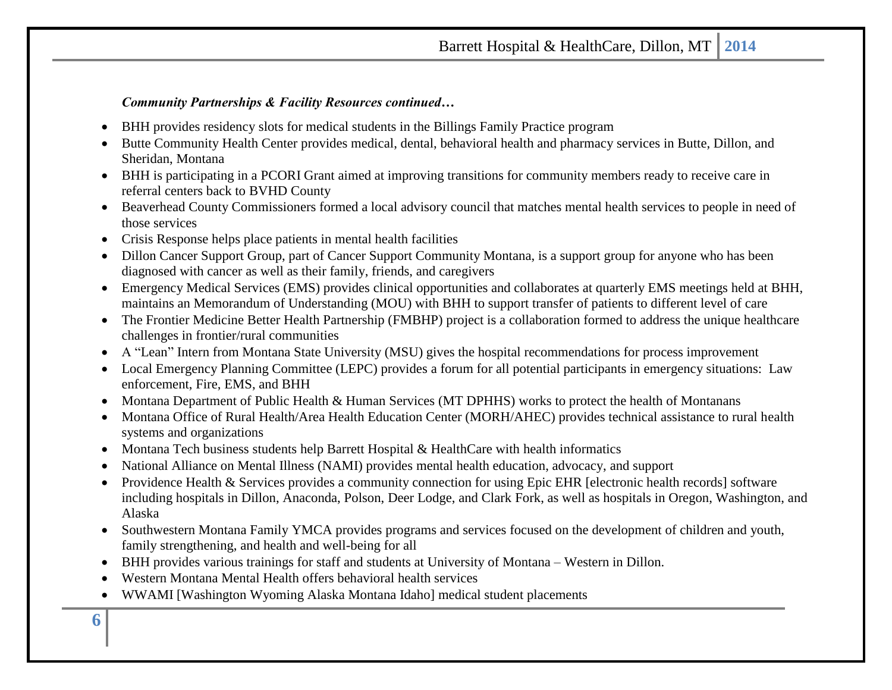***Community Partnerships & Facility Resources continued…***

- BHH provides residency slots for medical students in the Billings Family Practice program
- Butte Community Health Center provides medical, dental, behavioral health and pharmacy services in Butte, Dillon, and Sheridan, Montana
- BHH is participating in a PCORI Grant aimed at improving transitions for community members ready to receive care in referral centers back to BVHD County
- Beaverhead County Commissioners formed a local advisory council that matches mental health services to people in need of those services
- Crisis Response helps place patients in mental health facilities
- Dillon Cancer Support Group, part of Cancer Support Community Montana, is a support group for anyone who has been diagnosed with cancer as well as their family, friends, and caregivers
- Emergency Medical Services (EMS) provides clinical opportunities and collaborates at quarterly EMS meetings held at BHH, maintains an Memorandum of Understanding (MOU) with BHH to support transfer of patients to different level of care
- The Frontier Medicine Better Health Partnership (FMBHP) project is a collaboration formed to address the unique healthcare challenges in frontier/rural communities
- A "Lean" Intern from Montana State University (MSU) gives the hospital recommendations for process improvement
- Local Emergency Planning Committee (LEPC) provides a forum for all potential participants in emergency situations: Law enforcement, Fire, EMS, and BHH
- Montana Department of Public Health & Human Services (MT DPHHS) works to protect the health of Montanans
- Montana Office of Rural Health/Area Health Education Center (MORH/AHEC) provides technical assistance to rural health systems and organizations
- Montana Tech business students help Barrett Hospital & HealthCare with health informatics
- National Alliance on Mental Illness (NAMI) provides mental health education, advocacy, and support
- Providence Health & Services provides a community connection for using Epic EHR [electronic health records] software including hospitals in Dillon, Anaconda, Polson, Deer Lodge, and Clark Fork, as well as hospitals in Oregon, Washington, and Alaska
- Southwestern Montana Family YMCA provides programs and services focused on the development of children and youth, family strengthening, and health and well-being for all
- BHH provides various trainings for staff and students at University of Montana – Western in Dillon.
- Western Montana Mental Health offers behavioral health services
- WWAMI [Washington Wyoming Alaska Montana Idaho] medical student placements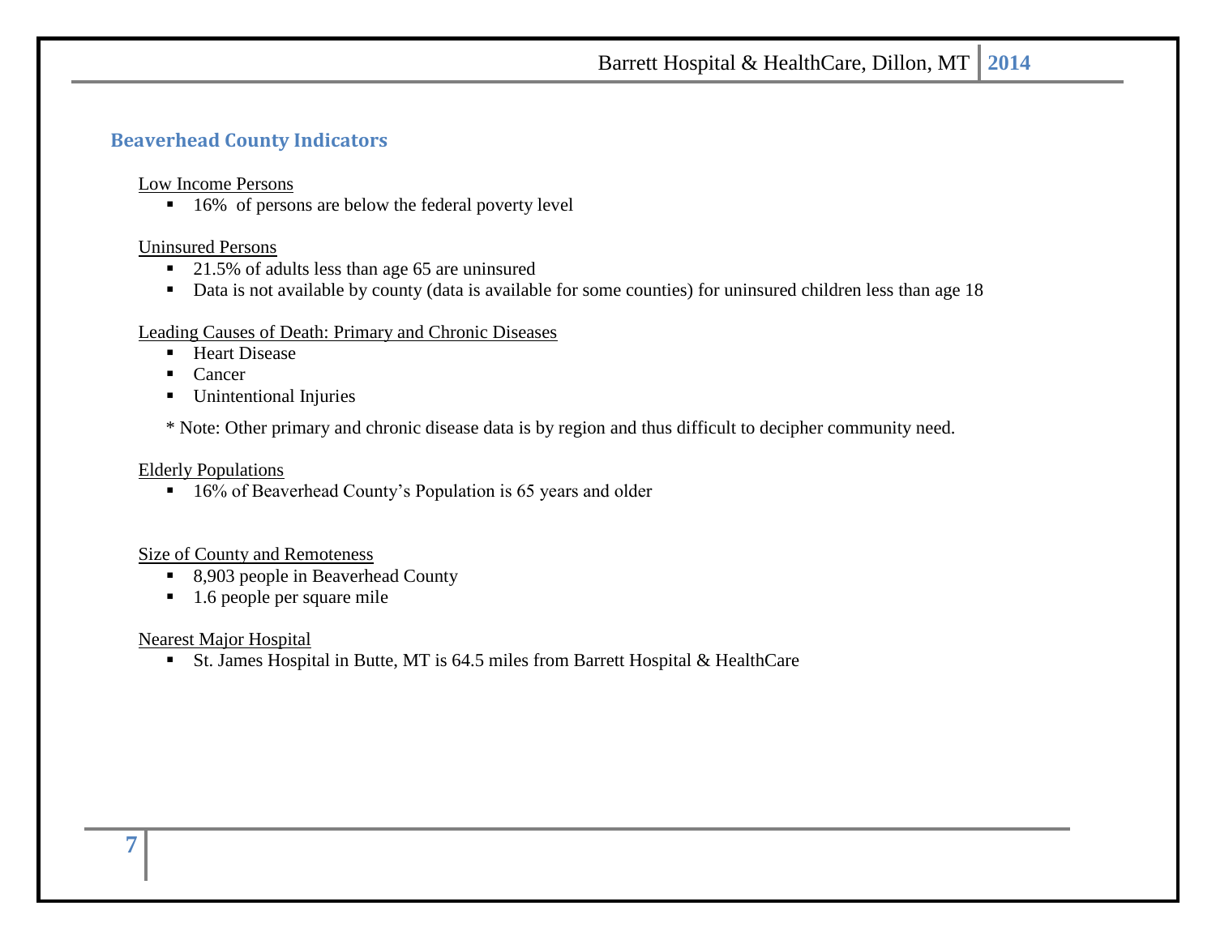## Beaverhead County Indicators

Low Income Persons

- 16%  of persons are below the federal poverty level

Uninsured Persons

- 21.5% of adults less than age 65 are uninsured
- Data is not available by county (data is available for some counties) for uninsured children less than age 18

Leading Causes of Death: Primary and Chronic Diseases

- Heart Disease
- Cancer
- Unintentional Injuries

* Note: Other primary and chronic disease data is by region and thus difficult to decipher community need.

Elderly Populations

- 16% of Beaverhead County's Population is 65 years and older

Size of County and Remoteness

- 8,903 people in Beaverhead County
- 1.6 people per square mile

Nearest Major Hospital

- St. James Hospital in Butte, MT is 64.5 miles from Barrett Hospital & HealthCare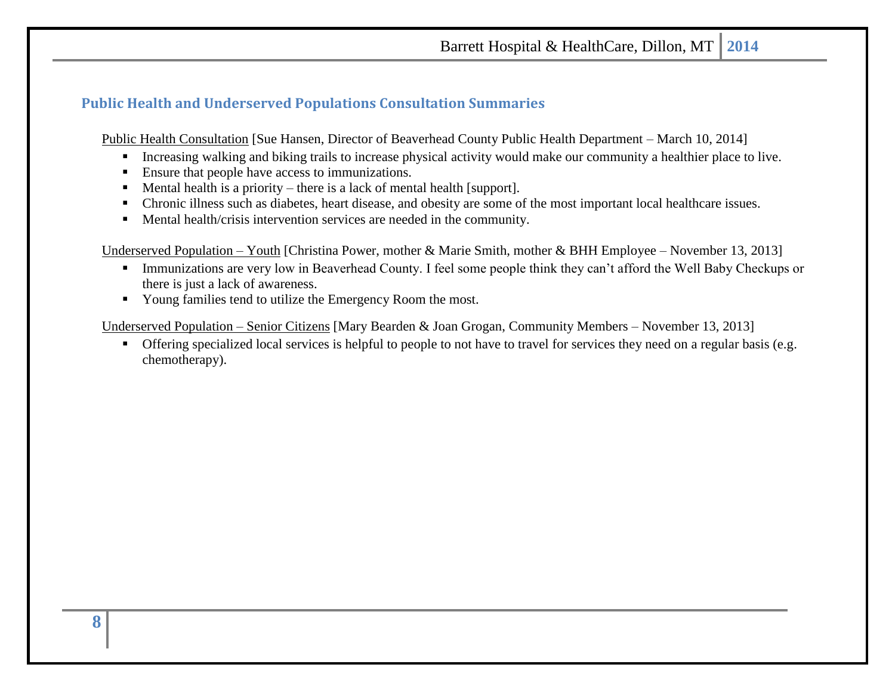## Public Health and Underserved Populations Consultation Summaries

Public Health Consultation [Sue Hansen, Director of Beaverhead County Public Health Department – March 10, 2014]

- Increasing walking and biking trails to increase physical activity would make our community a healthier place to live.
- Ensure that people have access to immunizations.
- Mental health is a priority – there is a lack of mental health [support].
- Chronic illness such as diabetes, heart disease, and obesity are some of the most important local healthcare issues.
- Mental health/crisis intervention services are needed in the community.

Underserved Population – Youth [Christina Power, mother & Marie Smith, mother & BHH Employee – November 13, 2013]

- Immunizations are very low in Beaverhead County. I feel some people think they can't afford the Well Baby Checkups or there is just a lack of awareness.
- Young families tend to utilize the Emergency Room the most.

Underserved Population – Senior Citizens [Mary Bearden & Joan Grogan, Community Members – November 13, 2013]

- Offering specialized local services is helpful to people to not have to travel for services they need on a regular basis (e.g. chemotherapy).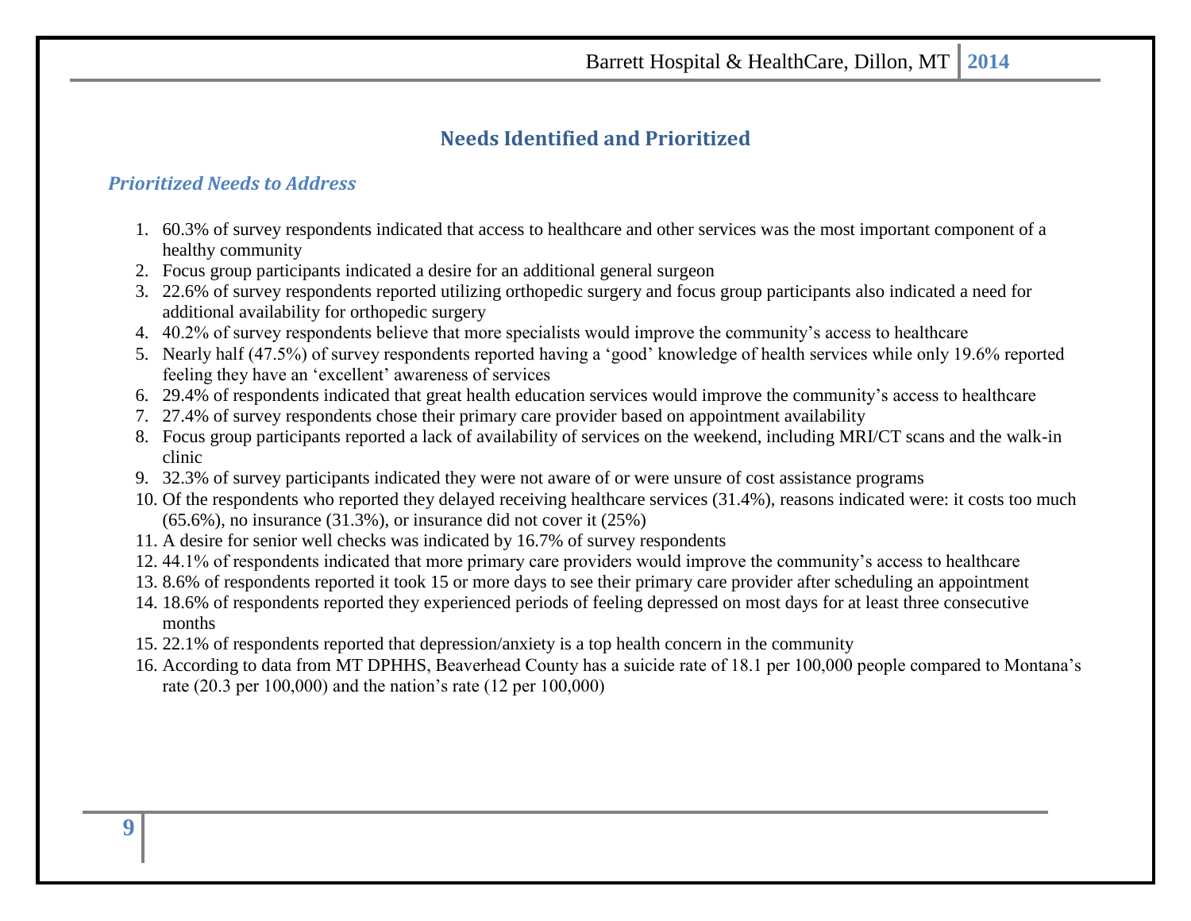## Needs Identified and Prioritized

### *Prioritized Needs to Address*

1. 60.3% of survey respondents indicated that access to healthcare and other services was the most important component of a healthy community
2. Focus group participants indicated a desire for an additional general surgeon
3. 22.6% of survey respondents reported utilizing orthopedic surgery and focus group participants also indicated a need for additional availability for orthopedic surgery
4. 40.2% of survey respondents believe that more specialists would improve the community's access to healthcare
5. Nearly half (47.5%) of survey respondents reported having a 'good' knowledge of health services while only 19.6% reported feeling they have an 'excellent' awareness of services
6. 29.4% of respondents indicated that great health education services would improve the community's access to healthcare
7. 27.4% of survey respondents chose their primary care provider based on appointment availability
8. Focus group participants reported a lack of availability of services on the weekend, including MRI/CT scans and the walk-in clinic
9. 32.3% of survey participants indicated they were not aware of or were unsure of cost assistance programs
10. Of the respondents who reported they delayed receiving healthcare services (31.4%), reasons indicated were: it costs too much (65.6%), no insurance (31.3%), or insurance did not cover it (25%)
11. A desire for senior well checks was indicated by 16.7% of survey respondents
12. 44.1% of respondents indicated that more primary care providers would improve the community's access to healthcare
13. 8.6% of respondents reported it took 15 or more days to see their primary care provider after scheduling an appointment
14. 18.6% of respondents reported they experienced periods of feeling depressed on most days for at least three consecutive months
15. 22.1% of respondents reported that depression/anxiety is a top health concern in the community
16. According to data from MT DPHHS, Beaverhead County has a suicide rate of 18.1 per 100,000 people compared to Montana's rate (20.3 per 100,000) and the nation's rate (12 per 100,000)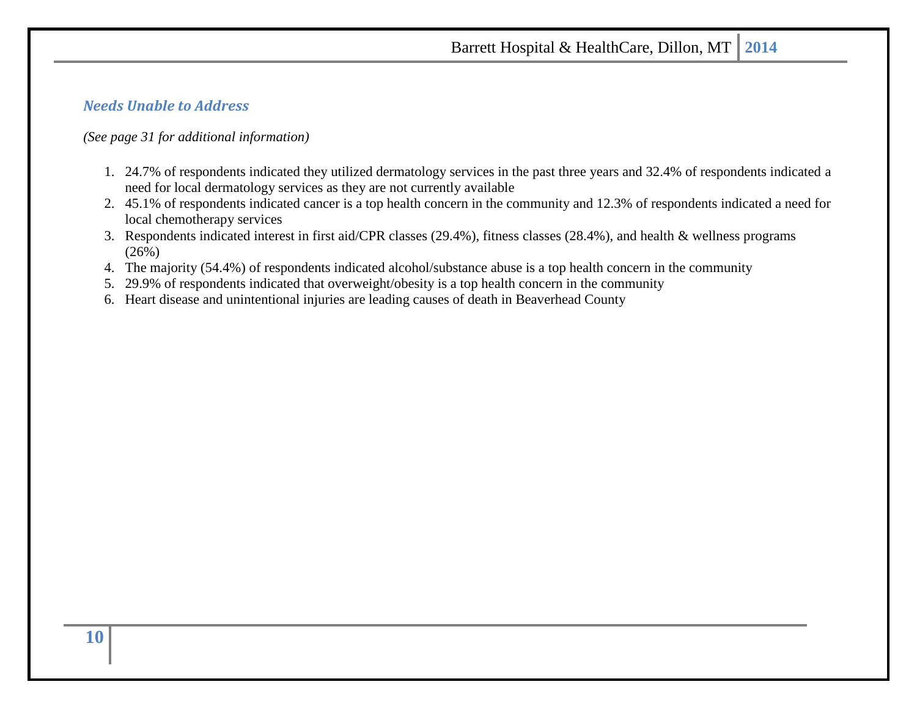### *Needs Unable to Address*

*(See page 31 for additional information)*

1. 24.7% of respondents indicated they utilized dermatology services in the past three years and 32.4% of respondents indicated a need for local dermatology services as they are not currently available
2. 45.1% of respondents indicated cancer is a top health concern in the community and 12.3% of respondents indicated a need for local chemotherapy services
3. Respondents indicated interest in first aid/CPR classes (29.4%), fitness classes (28.4%), and health & wellness programs (26%)
4. The majority (54.4%) of respondents indicated alcohol/substance abuse is a top health concern in the community
5. 29.9% of respondents indicated that overweight/obesity is a top health concern in the community
6. Heart disease and unintentional injuries are leading causes of death in Beaverhead County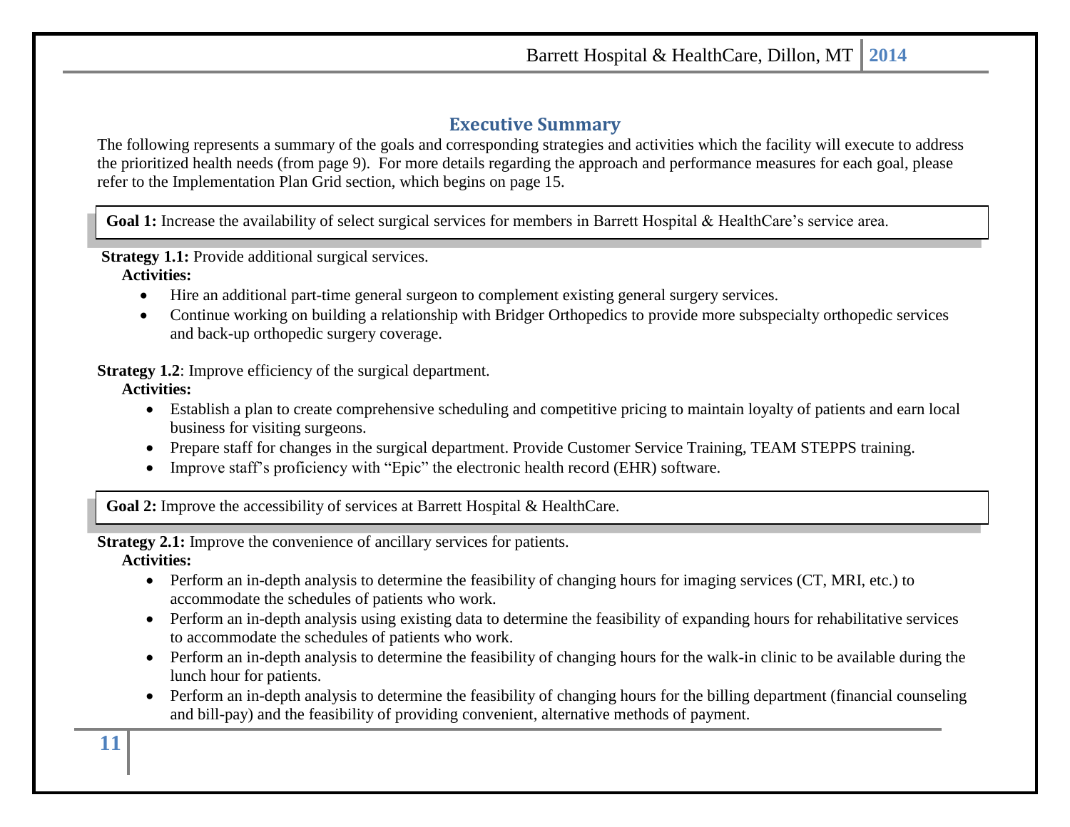## Executive Summary

The following represents a summary of the goals and corresponding strategies and activities which the facility will execute to address the prioritized health needs (from page 9). For more details regarding the approach and performance measures for each goal, please refer to the Implementation Plan Grid section, which begins on page 15.

**Goal 1:** Increase the availability of select surgical services for members in Barrett Hospital & HealthCare's service area.

**Strategy 1.1:** Provide additional surgical services.

**Activities:**

- Hire an additional part-time general surgeon to complement existing general surgery services.
- Continue working on building a relationship with Bridger Orthopedics to provide more subspecialty orthopedic services and back-up orthopedic surgery coverage.

**Strategy 1.2**: Improve efficiency of the surgical department.

**Activities:**

- Establish a plan to create comprehensive scheduling and competitive pricing to maintain loyalty of patients and earn local business for visiting surgeons.
- Prepare staff for changes in the surgical department. Provide Customer Service Training, TEAM STEPPS training.
- Improve staff's proficiency with "Epic" the electronic health record (EHR) software.

**Goal 2:** Improve the accessibility of services at Barrett Hospital & HealthCare.

**Strategy 2.1:** Improve the convenience of ancillary services for patients.

**Activities:**

- Perform an in-depth analysis to determine the feasibility of changing hours for imaging services (CT, MRI, etc.) to accommodate the schedules of patients who work.
- Perform an in-depth analysis using existing data to determine the feasibility of expanding hours for rehabilitative services to accommodate the schedules of patients who work.
- Perform an in-depth analysis to determine the feasibility of changing hours for the walk-in clinic to be available during the lunch hour for patients.
- Perform an in-depth analysis to determine the feasibility of changing hours for the billing department (financial counseling and bill-pay) and the feasibility of providing convenient, alternative methods of payment.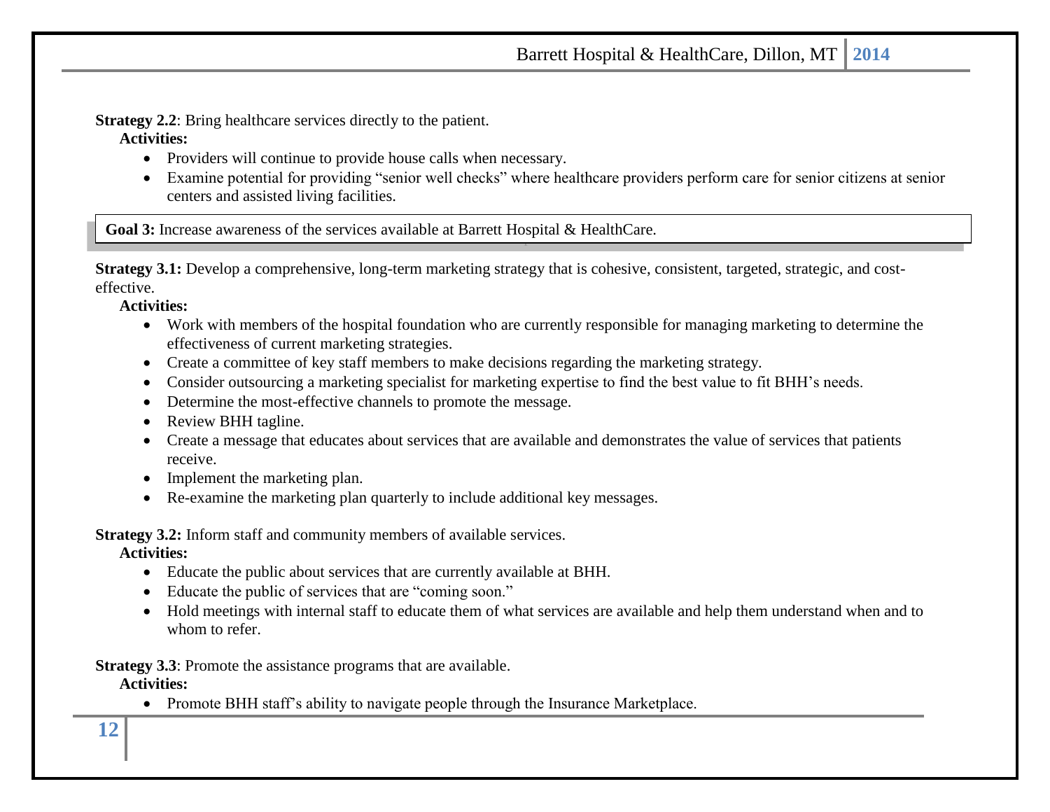**Strategy 2.2**: Bring healthcare services directly to the patient.

**Activities:**

- Providers will continue to provide house calls when necessary.
- Examine potential for providing "senior well checks" where healthcare providers perform care for senior citizens at senior centers and assisted living facilities.

**Goal 3:** Increase awareness of the services available at Barrett Hospital & HealthCare.

**Strategy 3.1:** Develop a comprehensive, long-term marketing strategy that is cohesive, consistent, targeted, strategic, and cost-effective.

**Activities:**

- Work with members of the hospital foundation who are currently responsible for managing marketing to determine the effectiveness of current marketing strategies.
- Create a committee of key staff members to make decisions regarding the marketing strategy.
- Consider outsourcing a marketing specialist for marketing expertise to find the best value to fit BHH's needs.
- Determine the most-effective channels to promote the message.
- Review BHH tagline.
- Create a message that educates about services that are available and demonstrates the value of services that patients receive.
- Implement the marketing plan.
- Re-examine the marketing plan quarterly to include additional key messages.

**Strategy 3.2:** Inform staff and community members of available services.

**Activities:**

- Educate the public about services that are currently available at BHH.
- Educate the public of services that are "coming soon."
- Hold meetings with internal staff to educate them of what services are available and help them understand when and to whom to refer.

**Strategy 3.3**: Promote the assistance programs that are available.

**Activities:**

- Promote BHH staff's ability to navigate people through the Insurance Marketplace.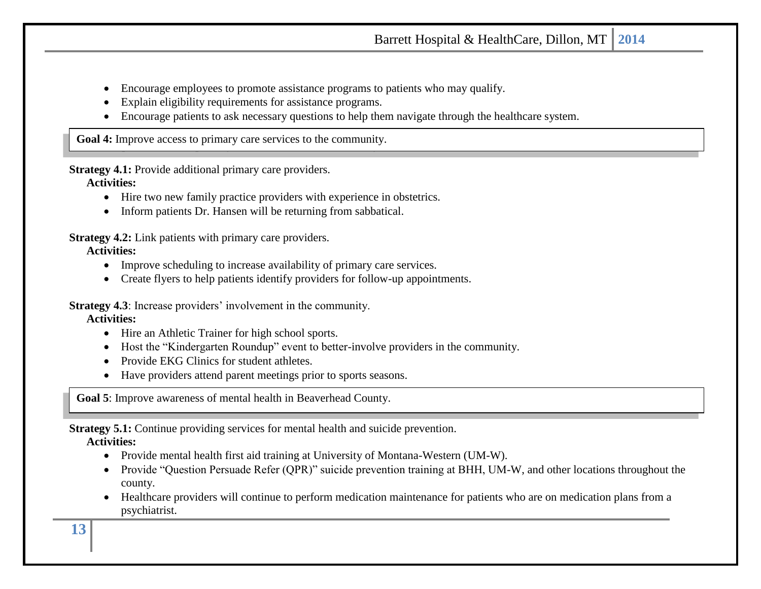- Encourage employees to promote assistance programs to patients who may qualify.
- Explain eligibility requirements for assistance programs.
- Encourage patients to ask necessary questions to help them navigate through the healthcare system.

**Goal 4:** Improve access to primary care services to the community.

**Strategy 4.1:** Provide additional primary care providers.

**Activities:**

- Hire two new family practice providers with experience in obstetrics.
- Inform patients Dr. Hansen will be returning from sabbatical.

**Strategy 4.2:** Link patients with primary care providers.

**Activities:**

- Improve scheduling to increase availability of primary care services.
- Create flyers to help patients identify providers for follow-up appointments.

**Strategy 4.3**: Increase providers' involvement in the community.

**Activities:**

- Hire an Athletic Trainer for high school sports.
- Host the "Kindergarten Roundup" event to better-involve providers in the community.
- Provide EKG Clinics for student athletes.
- Have providers attend parent meetings prior to sports seasons.

**Goal 5**: Improve awareness of mental health in Beaverhead County.

**Strategy 5.1:** Continue providing services for mental health and suicide prevention.

**Activities:**

- Provide mental health first aid training at University of Montana-Western (UM-W).
- Provide "Question Persuade Refer (QPR)" suicide prevention training at BHH, UM-W, and other locations throughout the county.
- Healthcare providers will continue to perform medication maintenance for patients who are on medication plans from a psychiatrist.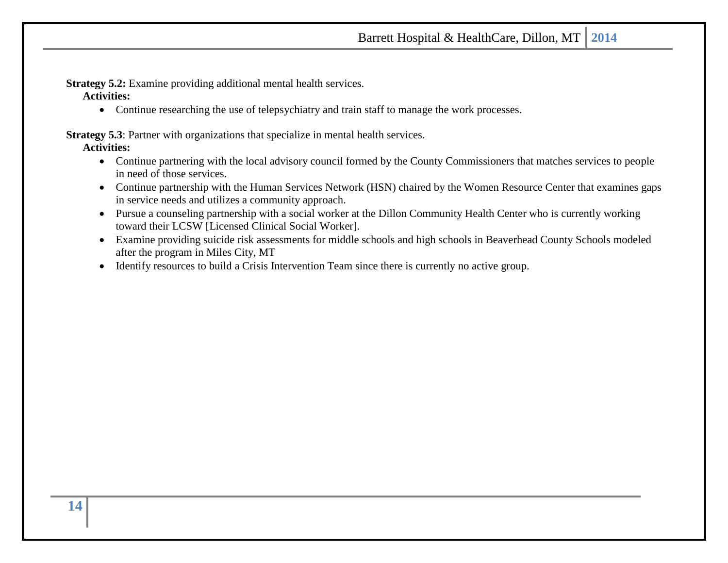**Strategy 5.2:** Examine providing additional mental health services.

**Activities:**

- Continue researching the use of telepsychiatry and train staff to manage the work processes.

**Strategy 5.3**: Partner with organizations that specialize in mental health services.

**Activities:**

- Continue partnering with the local advisory council formed by the County Commissioners that matches services to people in need of those services.
- Continue partnership with the Human Services Network (HSN) chaired by the Women Resource Center that examines gaps in service needs and utilizes a community approach.
- Pursue a counseling partnership with a social worker at the Dillon Community Health Center who is currently working toward their LCSW [Licensed Clinical Social Worker].
- Examine providing suicide risk assessments for middle schools and high schools in Beaverhead County Schools modeled after the program in Miles City, MT
- Identify resources to build a Crisis Intervention Team since there is currently no active group.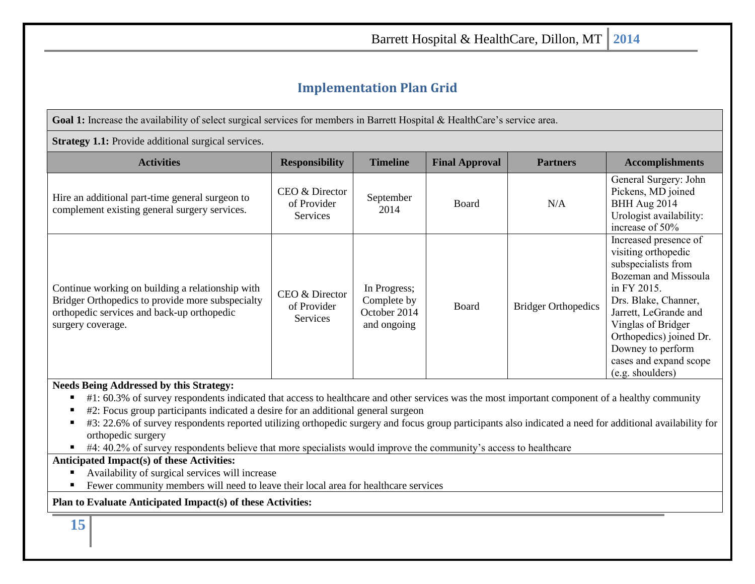## Implementation Plan Grid

**Goal 1:** Increase the availability of select surgical services for members in Barrett Hospital & HealthCare's service area.

**Strategy 1.1:** Provide additional surgical services.

| Activities | Responsibility | Timeline | Final Approval | Partners | Accomplishments |
|---|---|---|---|---|---|
| Hire an additional part-time general surgeon to complement existing general surgery services. | CEO & Director of Provider Services | September 2014 | Board | N/A | General Surgery: John Pickens, MD joined BHH Aug 2014 Urologist availability: increase of 50% |
| Continue working on building a relationship with Bridger Orthopedics to provide more subspecialty orthopedic services and back-up orthopedic surgery coverage. | CEO & Director of Provider Services | In Progress; Complete by October 2014 and ongoing | Board | Bridger Orthopedics | Increased presence of visiting orthopedic subspecialists from Bozeman and Missoula in FY 2015. Drs. Blake, Channer, Jarrett, LeGrande and Vinglas of Bridger Orthopedics) joined Dr. Downey to perform cases and expand scope (e.g. shoulders) |

**Needs Being Addressed by this Strategy:**

- #1: 60.3% of survey respondents indicated that access to healthcare and other services was the most important component of a healthy community
- #2: Focus group participants indicated a desire for an additional general surgeon
- #3: 22.6% of survey respondents reported utilizing orthopedic surgery and focus group participants also indicated a need for additional availability for orthopedic surgery
- #4: 40.2% of survey respondents believe that more specialists would improve the community's access to healthcare

**Anticipated Impact(s) of these Activities:**

- Availability of surgical services will increase
- Fewer community members will need to leave their local area for healthcare services

**Plan to Evaluate Anticipated Impact(s) of these Activities:**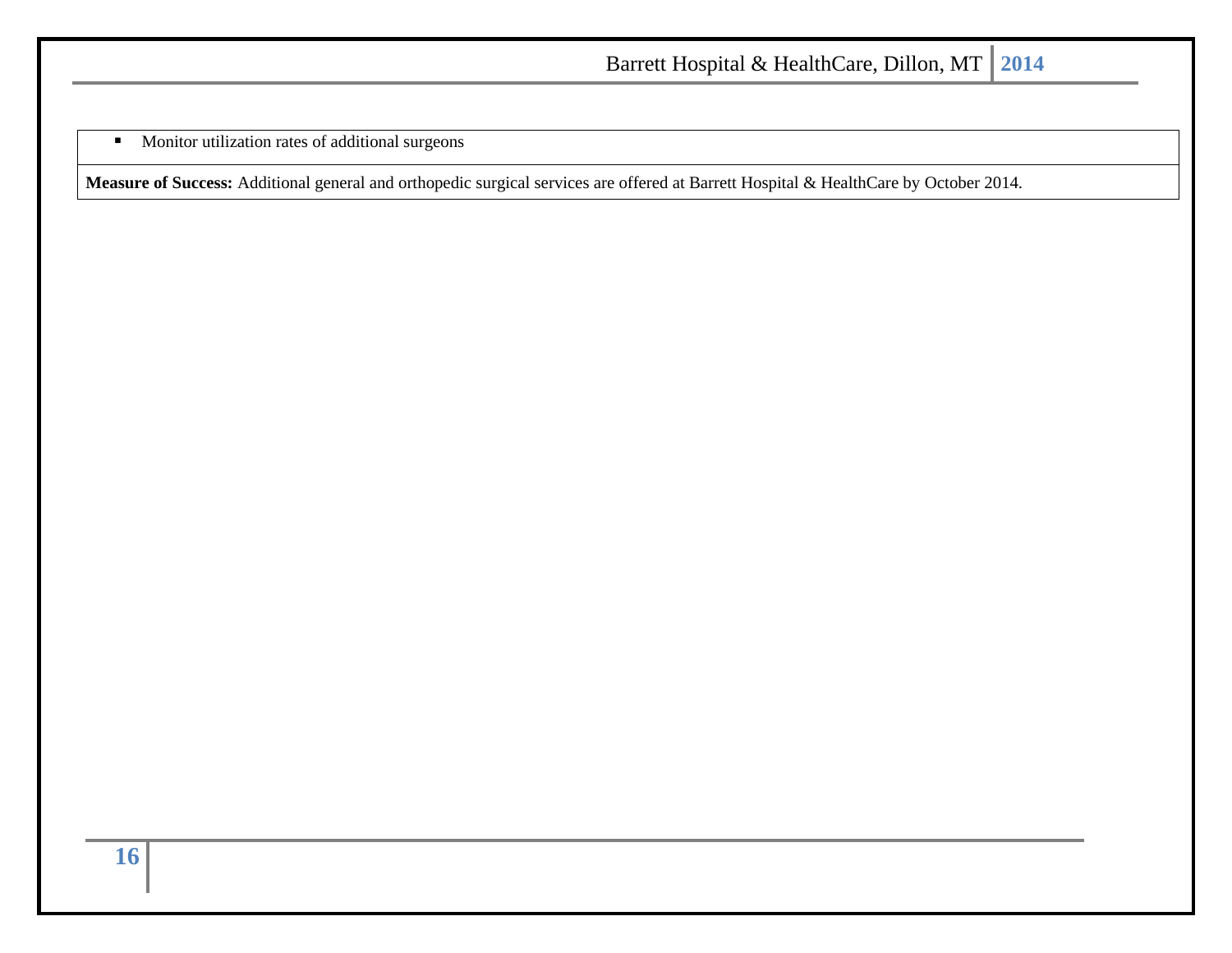| |
|---|
| - Monitor utilization rates of additional surgeons |
| **Measure of Success:** Additional general and orthopedic surgical services are offered at Barrett Hospital & HealthCare by October 2014. |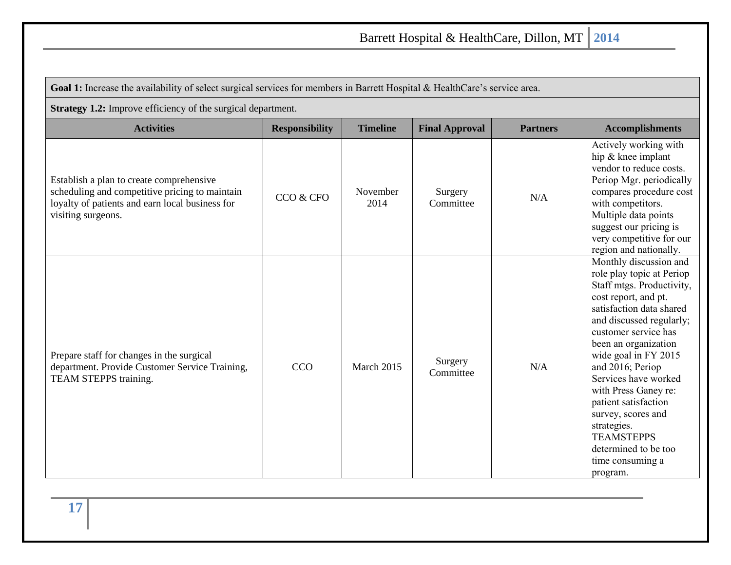**Goal 1:** Increase the availability of select surgical services for members in Barrett Hospital & HealthCare's service area.

**Strategy 1.2:** Improve efficiency of the surgical department.

| Activities | Responsibility | Timeline | Final Approval | Partners | Accomplishments |
|---|---|---|---|---|---|
| Establish a plan to create comprehensive scheduling and competitive pricing to maintain loyalty of patients and earn local business for visiting surgeons. | CCO & CFO | November 2014 | Surgery Committee | N/A | Actively working with hip & knee implant vendor to reduce costs. Periop Mgr. periodically compares procedure cost with competitors. Multiple data points suggest our pricing is very competitive for our region and nationally. |
| Prepare staff for changes in the surgical department. Provide Customer Service Training, TEAM STEPPS training. | CCO | March 2015 | Surgery Committee | N/A | Monthly discussion and role play topic at Periop Staff mtgs. Productivity, cost report, and pt. satisfaction data shared and discussed regularly; customer service has been an organization wide goal in FY 2015 and 2016; Periop Services have worked with Press Ganey re: patient satisfaction survey, scores and strategies. TEAMSTEPPS determined to be too time consuming a program. |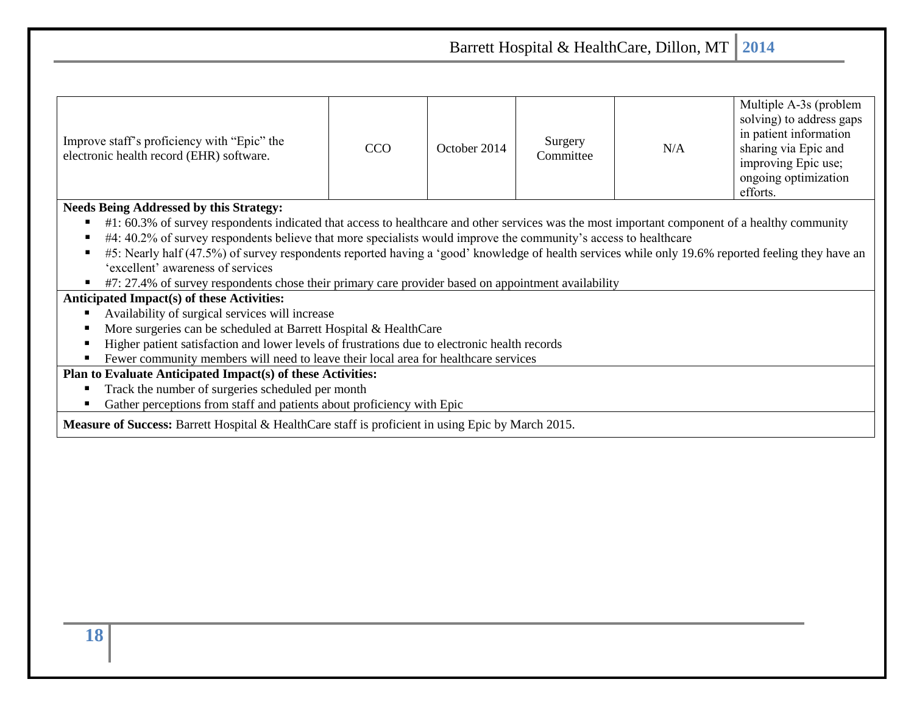| | | | | | |
|---|---|---|---|---|---|
| Improve staff's proficiency with "Epic" the electronic health record (EHR) software. | CCO | October 2014 | Surgery Committee | N/A | Multiple A-3s (problem solving) to address gaps in patient information sharing via Epic and improving Epic use; ongoing optimization efforts. |

**Needs Being Addressed by this Strategy:**

- #1: 60.3% of survey respondents indicated that access to healthcare and other services was the most important component of a healthy community
- #4: 40.2% of survey respondents believe that more specialists would improve the community's access to healthcare
- #5: Nearly half (47.5%) of survey respondents reported having a 'good' knowledge of health services while only 19.6% reported feeling they have an 'excellent' awareness of services
- #7: 27.4% of survey respondents chose their primary care provider based on appointment availability

**Anticipated Impact(s) of these Activities:**

- Availability of surgical services will increase
- More surgeries can be scheduled at Barrett Hospital & HealthCare
- Higher patient satisfaction and lower levels of frustrations due to electronic health records
- Fewer community members will need to leave their local area for healthcare services

**Plan to Evaluate Anticipated Impact(s) of these Activities:**

- Track the number of surgeries scheduled per month
- Gather perceptions from staff and patients about proficiency with Epic

**Measure of Success:** Barrett Hospital & HealthCare staff is proficient in using Epic by March 2015.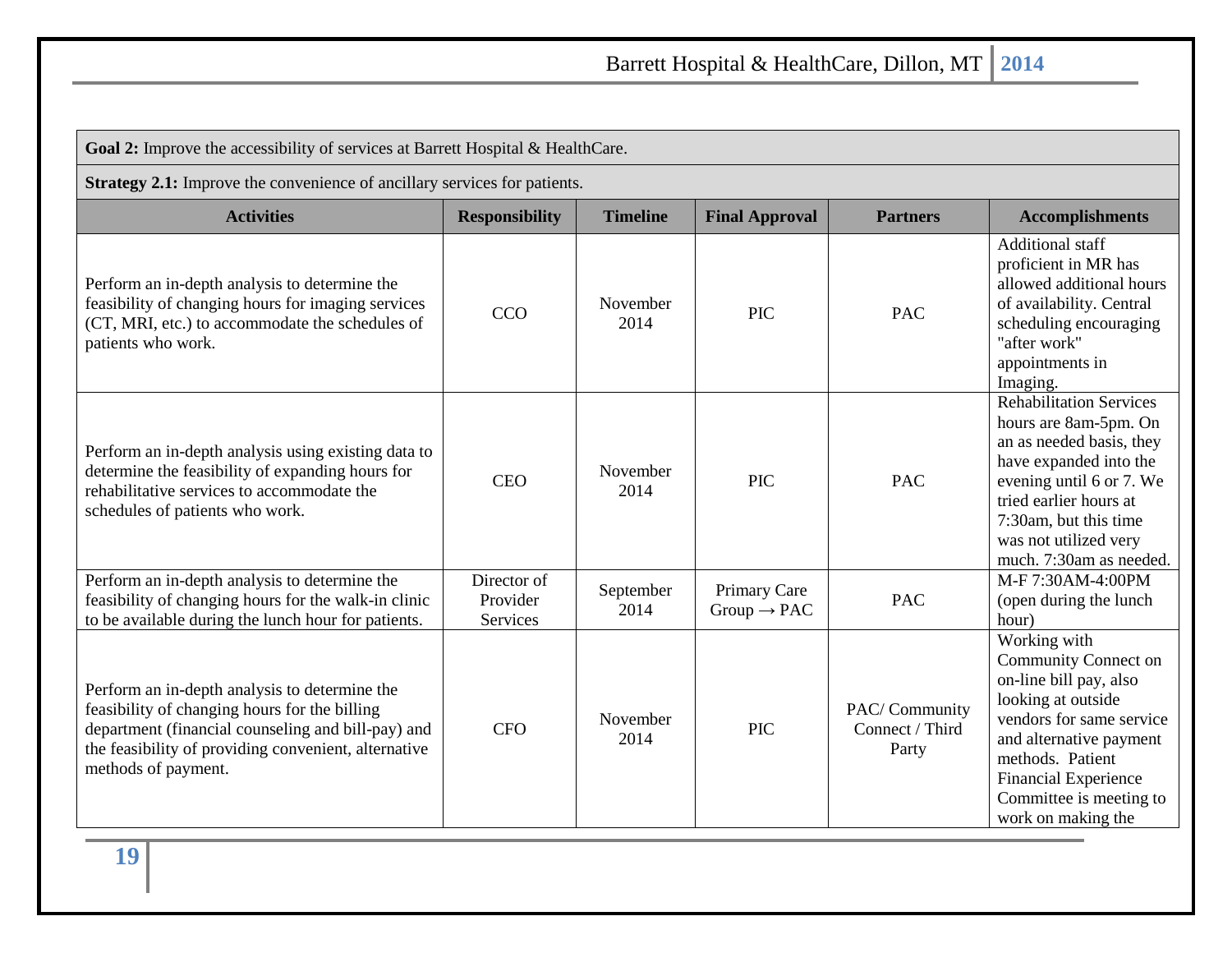| **Goal 2:** Improve the accessibility of services at Barrett Hospital & HealthCare. | | | | | |
|---|---|---|---|---|---|
| **Strategy 2.1:** Improve the convenience of ancillary services for patients. | | | | | |
| **Activities** | **Responsibility** | **Timeline** | **Final Approval** | **Partners** | **Accomplishments** |
| Perform an in-depth analysis to determine the feasibility of changing hours for imaging services (CT, MRI, etc.) to accommodate the schedules of patients who work. | CCO | November 2014 | PIC | PAC | Additional staff proficient in MR has allowed additional hours of availability. Central scheduling encouraging "after work" appointments in Imaging. |
| Perform an in-depth analysis using existing data to determine the feasibility of expanding hours for rehabilitative services to accommodate the schedules of patients who work. | CEO | November 2014 | PIC | PAC | Rehabilitation Services hours are 8am-5pm. On an as needed basis, they have expanded into the evening until 6 or 7. We tried earlier hours at 7:30am, but this time was not utilized very much. 7:30am as needed. |
| Perform an in-depth analysis to determine the feasibility of changing hours for the walk-in clinic to be available during the lunch hour for patients. | Director of Provider Services | September 2014 | Primary Care Group → PAC | PAC | M-F 7:30AM-4:00PM (open during the lunch hour) |
| Perform an in-depth analysis to determine the feasibility of changing hours for the billing department (financial counseling and bill-pay) and the feasibility of providing convenient, alternative methods of payment. | CFO | November 2014 | PIC | PAC/ Community Connect / Third Party | Working with Community Connect on on-line bill pay, also looking at outside vendors for same service and alternative payment methods. Patient Financial Experience Committee is meeting to work on making the |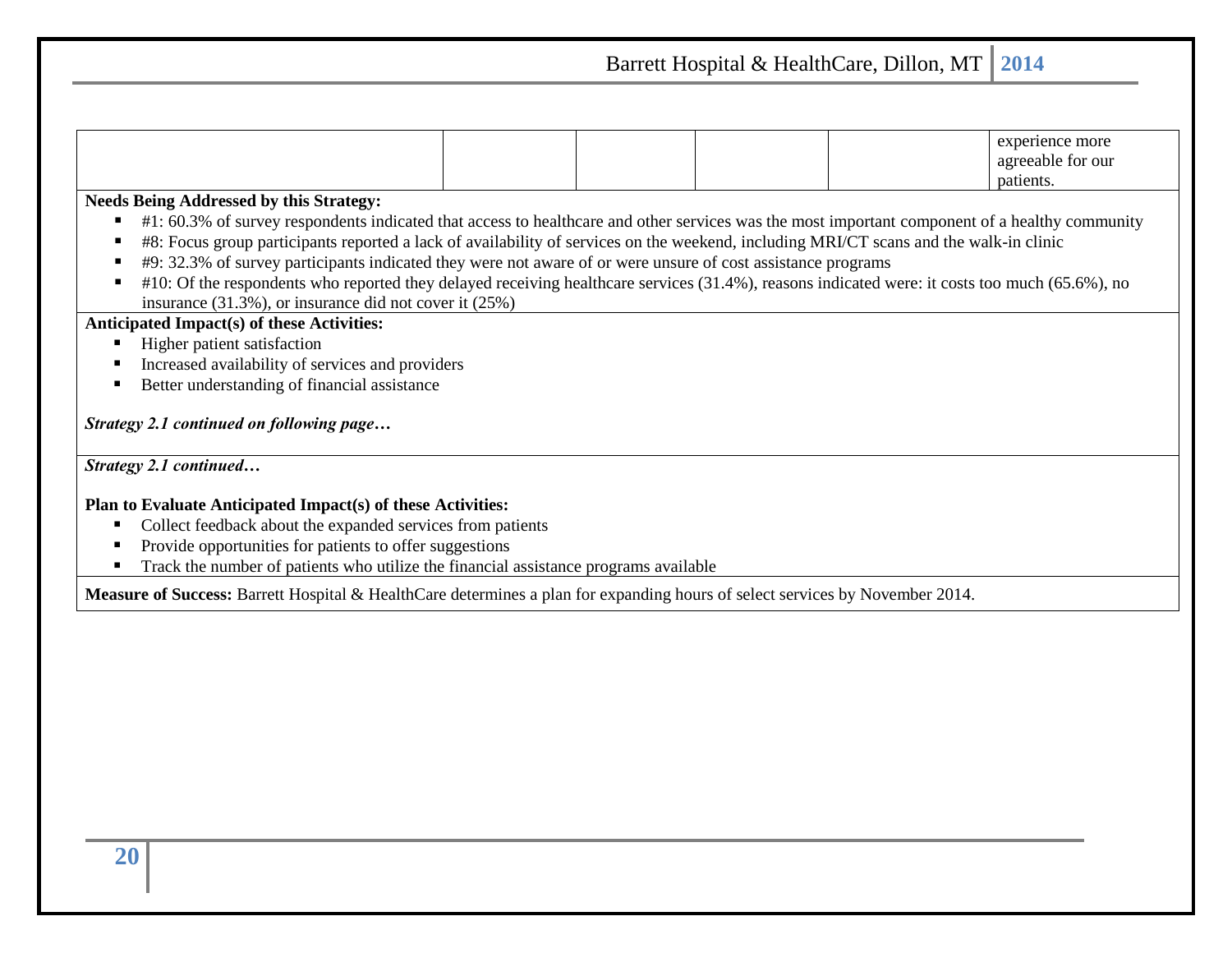| | | | | | |
|---|---|---|---|---|---|
| | | | | | experience more agreeable for our patients. |

**Needs Being Addressed by this Strategy:**

- #1: 60.3% of survey respondents indicated that access to healthcare and other services was the most important component of a healthy community
- #8: Focus group participants reported a lack of availability of services on the weekend, including MRI/CT scans and the walk-in clinic
- #9: 32.3% of survey participants indicated they were not aware of or were unsure of cost assistance programs
- #10: Of the respondents who reported they delayed receiving healthcare services (31.4%), reasons indicated were: it costs too much (65.6%), no insurance (31.3%), or insurance did not cover it (25%)

**Anticipated Impact(s) of these Activities:**

- Higher patient satisfaction
- Increased availability of services and providers
- Better understanding of financial assistance

***Strategy 2.1 continued on following page…***

***Strategy 2.1 continued…***

**Plan to Evaluate Anticipated Impact(s) of these Activities:**

- Collect feedback about the expanded services from patients
- Provide opportunities for patients to offer suggestions
- Track the number of patients who utilize the financial assistance programs available

**Measure of Success:** Barrett Hospital & HealthCare determines a plan for expanding hours of select services by November 2014.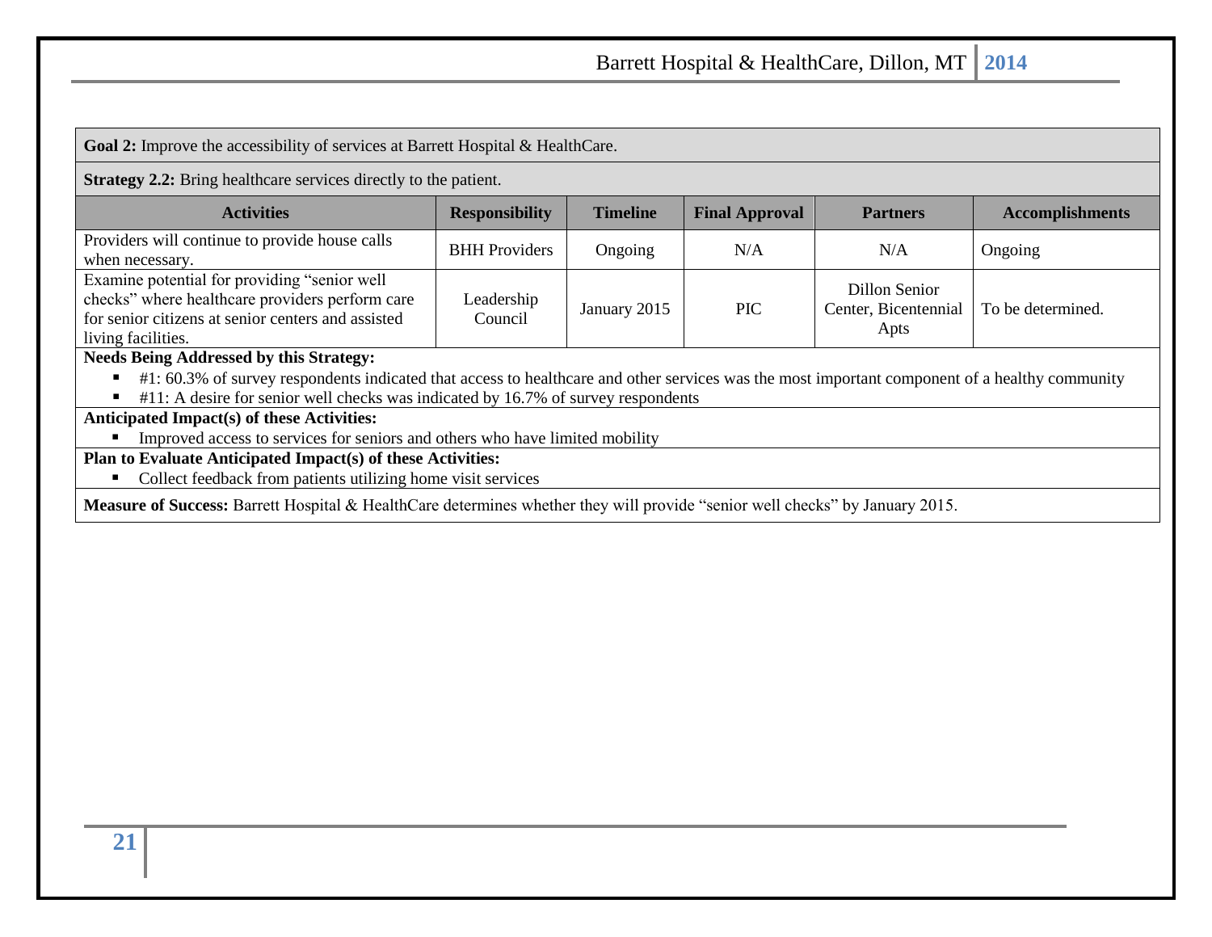**Goal 2:** Improve the accessibility of services at Barrett Hospital & HealthCare.

**Strategy 2.2:** Bring healthcare services directly to the patient.

| Activities | Responsibility | Timeline | Final Approval | Partners | Accomplishments |
|---|---|---|---|---|---|
| Providers will continue to provide house calls when necessary. | BHH Providers | Ongoing | N/A | N/A | Ongoing |
| Examine potential for providing "senior well checks" where healthcare providers perform care for senior citizens at senior centers and assisted living facilities. | Leadership Council | January 2015 | PIC | Dillon Senior Center, Bicentennial Apts | To be determined. |

**Needs Being Addressed by this Strategy:**

- #1: 60.3% of survey respondents indicated that access to healthcare and other services was the most important component of a healthy community
- #11: A desire for senior well checks was indicated by 16.7% of survey respondents

**Anticipated Impact(s) of these Activities:**

- Improved access to services for seniors and others who have limited mobility

**Plan to Evaluate Anticipated Impact(s) of these Activities:**

- Collect feedback from patients utilizing home visit services

**Measure of Success:** Barrett Hospital & HealthCare determines whether they will provide "senior well checks" by January 2015.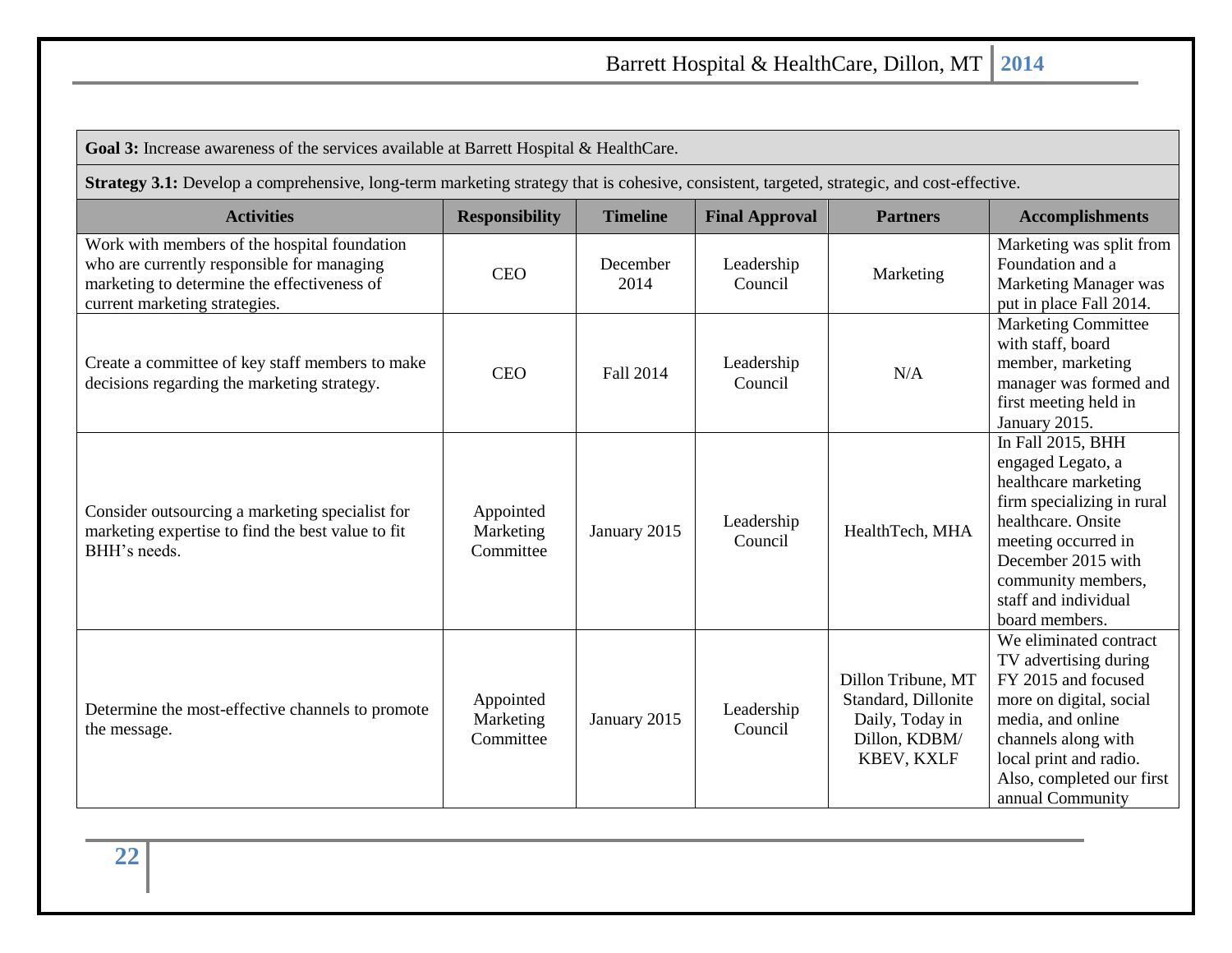| **Goal 3:** Increase awareness of the services available at Barrett Hospital & HealthCare. | | | | | |
|---|---|---|---|---|---|
| **Strategy 3.1:** Develop a comprehensive, long-term marketing strategy that is cohesive, consistent, targeted, strategic, and cost-effective. | | | | | |
| **Activities** | **Responsibility** | **Timeline** | **Final Approval** | **Partners** | **Accomplishments** |
| Work with members of the hospital foundation who are currently responsible for managing marketing to determine the effectiveness of current marketing strategies. | CEO | December 2014 | Leadership Council | Marketing | Marketing was split from Foundation and a Marketing Manager was put in place Fall 2014. |
| Create a committee of key staff members to make decisions regarding the marketing strategy. | CEO | Fall 2014 | Leadership Council | N/A | Marketing Committee with staff, board member, marketing manager was formed and first meeting held in January 2015. |
| Consider outsourcing a marketing specialist for marketing expertise to find the best value to fit BHH's needs. | Appointed Marketing Committee | January 2015 | Leadership Council | HealthTech, MHA | In Fall 2015, BHH engaged Legato, a healthcare marketing firm specializing in rural healthcare. Onsite meeting occurred in December 2015 with community members, staff and individual board members. |
| Determine the most-effective channels to promote the message. | Appointed Marketing Committee | January 2015 | Leadership Council | Dillon Tribune, MT Standard, Dillonite Daily, Today in Dillon, KDBM/ KBEV, KXLF | We eliminated contract TV advertising during FY 2015 and focused more on digital, social media, and online channels along with local print and radio. Also, completed our first annual Community |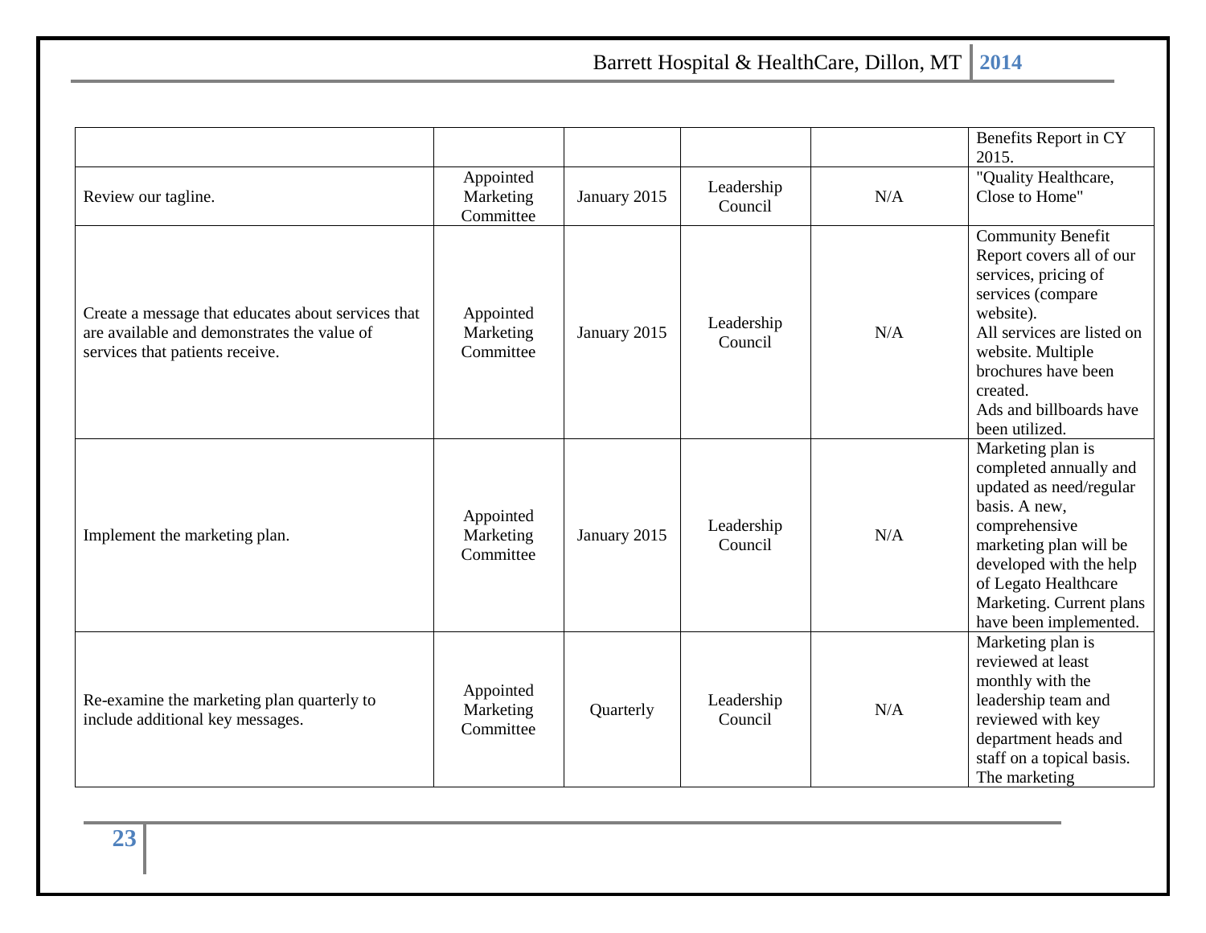| | | | | | |
|---|---|---|---|---|---|
| | | | | | Benefits Report in CY 2015. |
| Review our tagline. | Appointed Marketing Committee | January 2015 | Leadership Council | N/A | "Quality Healthcare, Close to Home" |
| Create a message that educates about services that are available and demonstrates the value of services that patients receive. | Appointed Marketing Committee | January 2015 | Leadership Council | N/A | Community Benefit Report covers all of our services, pricing of services (compare website).<br>All services are listed on website. Multiple brochures have been created.<br>Ads and billboards have been utilized. |
| Implement the marketing plan. | Appointed Marketing Committee | January 2015 | Leadership Council | N/A | Marketing plan is completed annually and updated as need/regular basis. A new, comprehensive marketing plan will be developed with the help of Legato Healthcare Marketing. Current plans have been implemented. |
| Re-examine the marketing plan quarterly to include additional key messages. | Appointed Marketing Committee | Quarterly | Leadership Council | N/A | Marketing plan is reviewed at least monthly with the leadership team and reviewed with key department heads and staff on a topical basis. The marketing |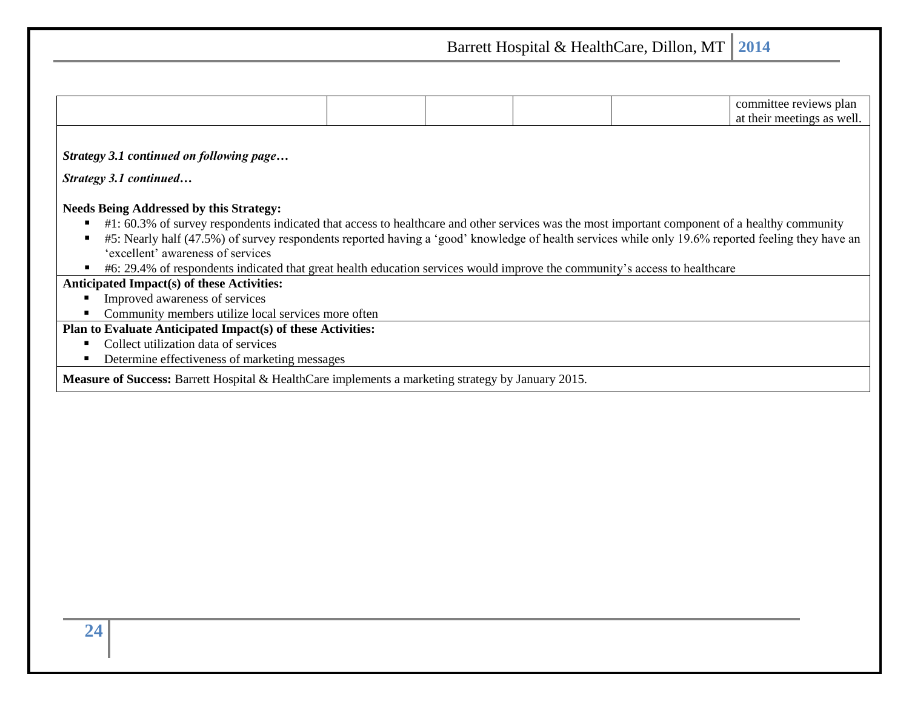| | | | | | |
|---|---|---|---|---|---|
| | | | | | committee reviews plan at their meetings as well. |

***Strategy 3.1 continued on following page…***

***Strategy 3.1 continued…***

**Needs Being Addressed by this Strategy:**

- #1: 60.3% of survey respondents indicated that access to healthcare and other services was the most important component of a healthy community
- #5: Nearly half (47.5%) of survey respondents reported having a 'good' knowledge of health services while only 19.6% reported feeling they have an 'excellent' awareness of services
- #6: 29.4% of respondents indicated that great health education services would improve the community's access to healthcare

**Anticipated Impact(s) of these Activities:**

- Improved awareness of services
- Community members utilize local services more often

**Plan to Evaluate Anticipated Impact(s) of these Activities:**

- Collect utilization data of services
- Determine effectiveness of marketing messages

**Measure of Success:** Barrett Hospital & HealthCare implements a marketing strategy by January 2015.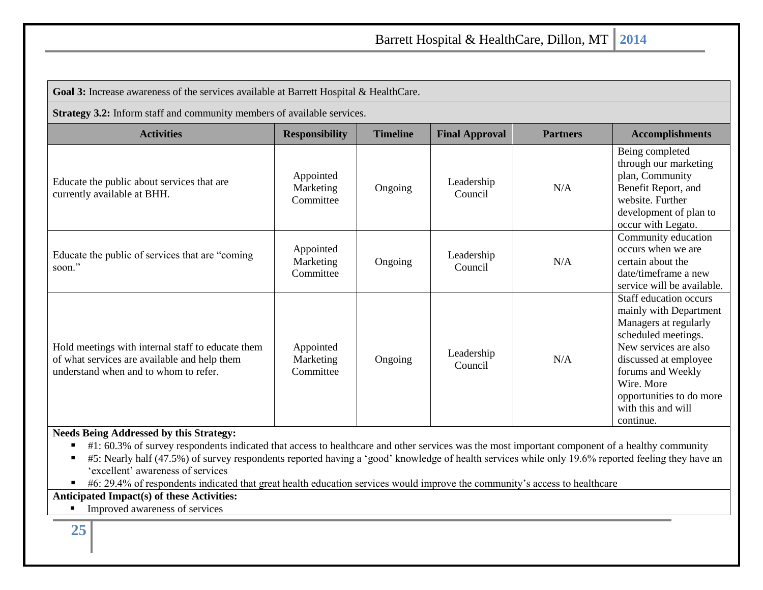**Goal 3:** Increase awareness of the services available at Barrett Hospital & HealthCare.

**Strategy 3.2:** Inform staff and community members of available services.

| Activities | Responsibility | Timeline | Final Approval | Partners | Accomplishments |
|---|---|---|---|---|---|
| Educate the public about services that are currently available at BHH. | Appointed Marketing Committee | Ongoing | Leadership Council | N/A | Being completed through our marketing plan, Community Benefit Report, and website. Further development of plan to occur with Legato. |
| Educate the public of services that are "coming soon." | Appointed Marketing Committee | Ongoing | Leadership Council | N/A | Community education occurs when we are certain about the date/timeframe a new service will be available. |
| Hold meetings with internal staff to educate them of what services are available and help them understand when and to whom to refer. | Appointed Marketing Committee | Ongoing | Leadership Council | N/A | Staff education occurs mainly with Department Managers at regularly scheduled meetings. New services are also discussed at employee forums and Weekly Wire. More opportunities to do more with this and will continue. |

**Needs Being Addressed by this Strategy:**

- #1: 60.3% of survey respondents indicated that access to healthcare and other services was the most important component of a healthy community
- #5: Nearly half (47.5%) of survey respondents reported having a 'good' knowledge of health services while only 19.6% reported feeling they have an 'excellent' awareness of services
- #6: 29.4% of respondents indicated that great health education services would improve the community's access to healthcare

**Anticipated Impact(s) of these Activities:**

- Improved awareness of services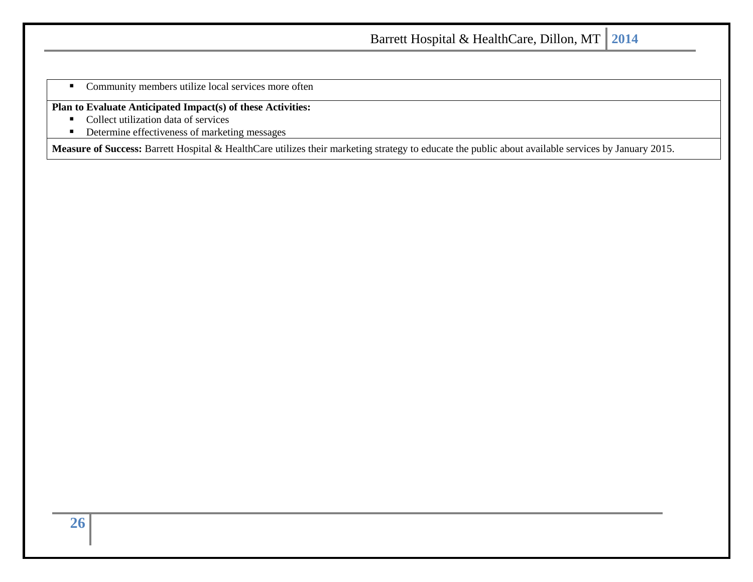- Community members utilize local services more often

**Plan to Evaluate Anticipated Impact(s) of these Activities:**

- Collect utilization data of services
- Determine effectiveness of marketing messages

**Measure of Success:** Barrett Hospital & HealthCare utilizes their marketing strategy to educate the public about available services by January 2015.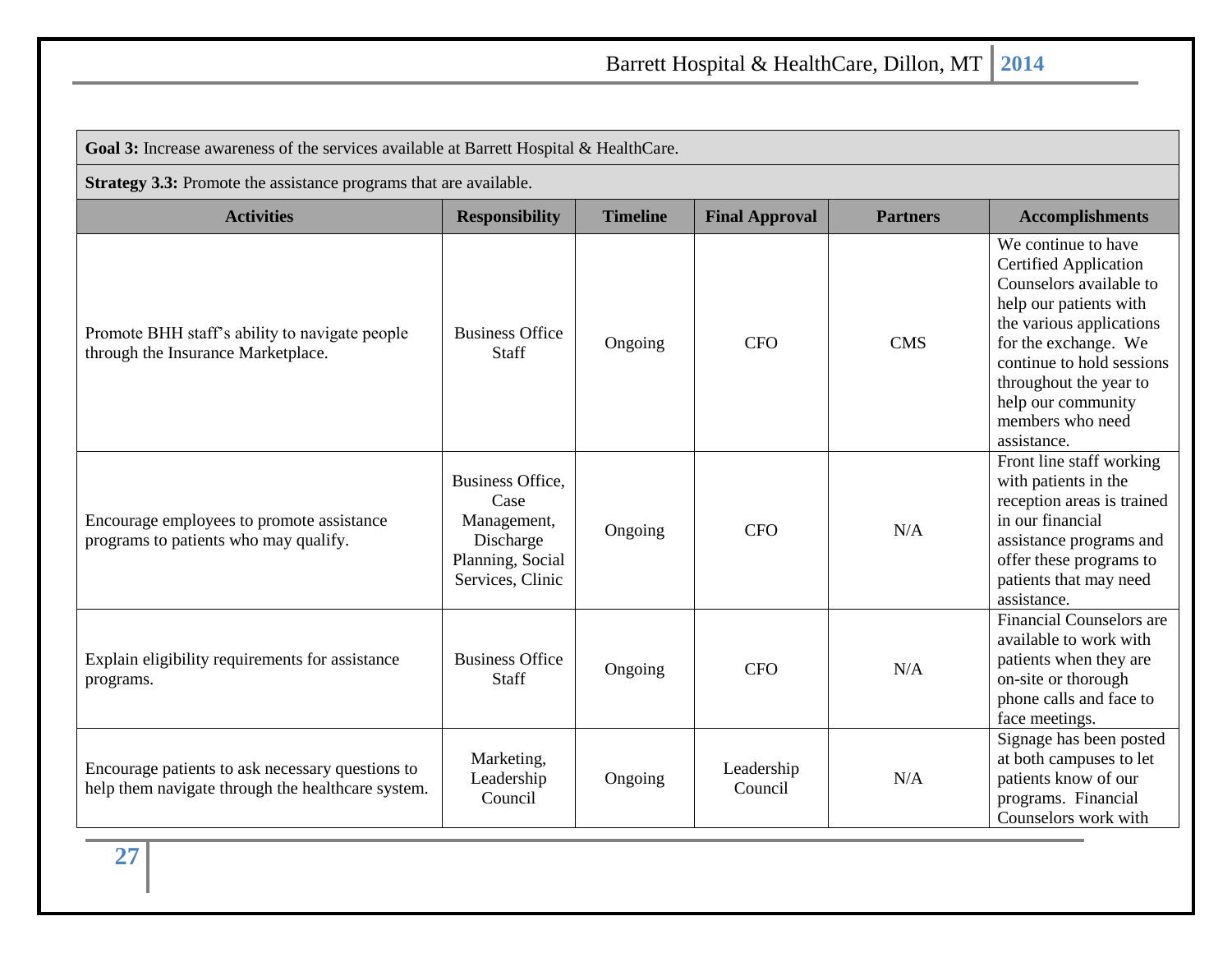| Goal 3: Increase awareness of the services available at Barrett Hospital & HealthCare. | | | | | |
|---|---|---|---|---|---|
| **Strategy 3.3:** Promote the assistance programs that are available. | | | | | |
| **Activities** | **Responsibility** | **Timeline** | **Final Approval** | **Partners** | **Accomplishments** |
| Promote BHH staff's ability to navigate people through the Insurance Marketplace. | Business Office Staff | Ongoing | CFO | CMS | We continue to have Certified Application Counselors available to help our patients with the various applications for the exchange. We continue to hold sessions throughout the year to help our community members who need assistance. |
| Encourage employees to promote assistance programs to patients who may qualify. | Business Office, Case Management, Discharge Planning, Social Services, Clinic | Ongoing | CFO | N/A | Front line staff working with patients in the reception areas is trained in our financial assistance programs and offer these programs to patients that may need assistance. |
| Explain eligibility requirements for assistance programs. | Business Office Staff | Ongoing | CFO | N/A | Financial Counselors are available to work with patients when they are on-site or thorough phone calls and face to face meetings. |
| Encourage patients to ask necessary questions to help them navigate through the healthcare system. | Marketing, Leadership Council | Ongoing | Leadership Council | N/A | Signage has been posted at both campuses to let patients know of our programs. Financial Counselors work with |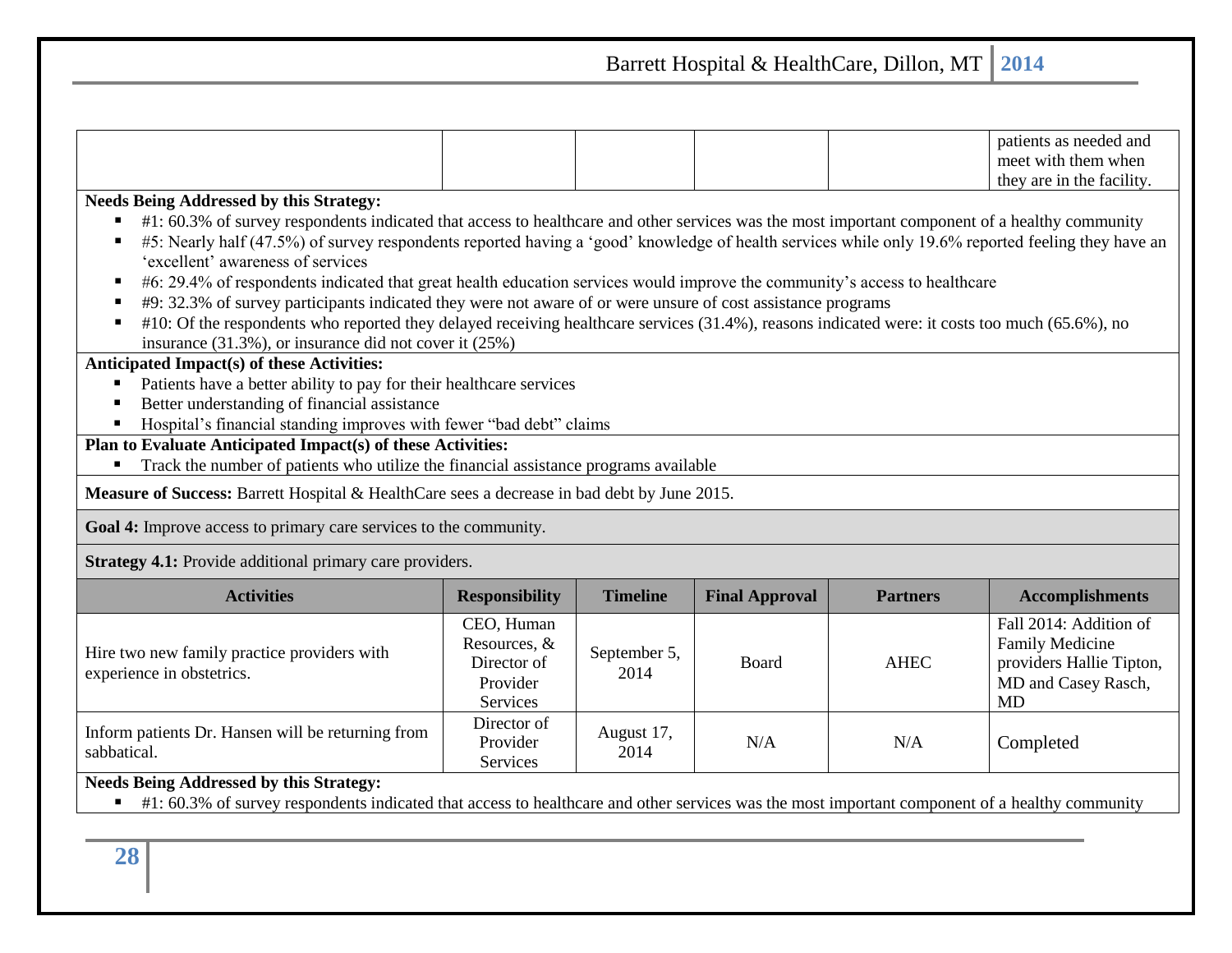| | | | | | |
|---|---|---|---|---|---|
| | | | | | patients as needed and meet with them when they are in the facility. |

**Needs Being Addressed by this Strategy:**

- #1: 60.3% of survey respondents indicated that access to healthcare and other services was the most important component of a healthy community
- #5: Nearly half (47.5%) of survey respondents reported having a 'good' knowledge of health services while only 19.6% reported feeling they have an 'excellent' awareness of services
- #6: 29.4% of respondents indicated that great health education services would improve the community's access to healthcare
- #9: 32.3% of survey participants indicated they were not aware of or were unsure of cost assistance programs
- #10: Of the respondents who reported they delayed receiving healthcare services (31.4%), reasons indicated were: it costs too much (65.6%), no insurance (31.3%), or insurance did not cover it (25%)

**Anticipated Impact(s) of these Activities:**

- Patients have a better ability to pay for their healthcare services
- Better understanding of financial assistance
- Hospital's financial standing improves with fewer "bad debt" claims

**Plan to Evaluate Anticipated Impact(s) of these Activities:**

- Track the number of patients who utilize the financial assistance programs available

**Measure of Success:** Barrett Hospital & HealthCare sees a decrease in bad debt by June 2015.

**Goal 4:** Improve access to primary care services to the community.

**Strategy 4.1:** Provide additional primary care providers.

| Activities | Responsibility | Timeline | Final Approval | Partners | Accomplishments |
|---|---|---|---|---|---|
| Hire two new family practice providers with experience in obstetrics. | CEO, Human Resources, & Director of Provider Services | September 5, 2014 | Board | AHEC | Fall 2014: Addition of Family Medicine providers Hallie Tipton, MD and Casey Rasch, MD |
| Inform patients Dr. Hansen will be returning from sabbatical. | Director of Provider Services | August 17, 2014 | N/A | N/A | Completed |

**Needs Being Addressed by this Strategy:**

- #1: 60.3% of survey respondents indicated that access to healthcare and other services was the most important component of a healthy community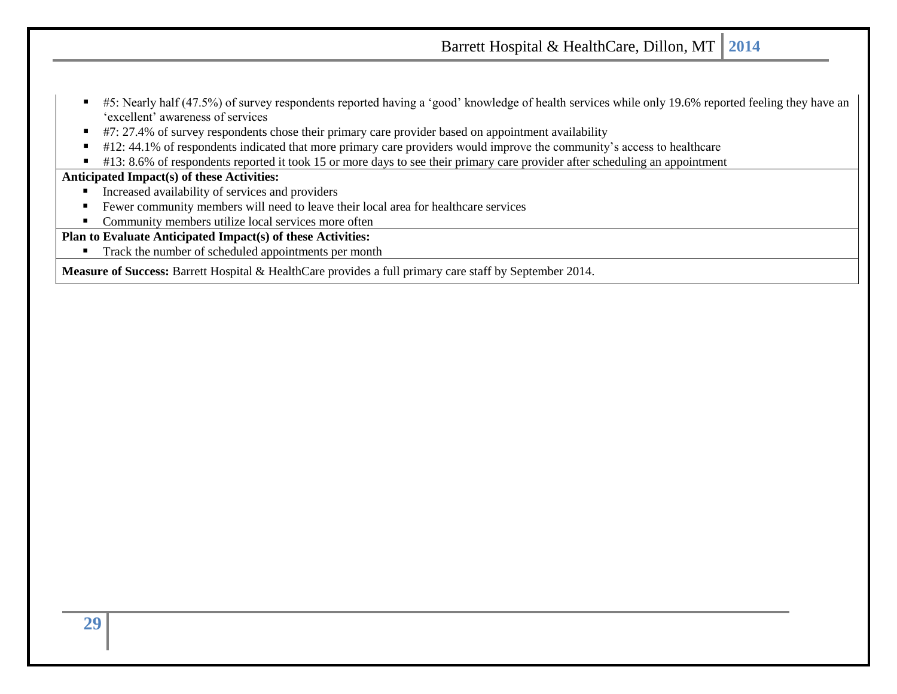- #5: Nearly half (47.5%) of survey respondents reported having a 'good' knowledge of health services while only 19.6% reported feeling they have an 'excellent' awareness of services
- #7: 27.4% of survey respondents chose their primary care provider based on appointment availability
- #12: 44.1% of respondents indicated that more primary care providers would improve the community's access to healthcare
- #13: 8.6% of respondents reported it took 15 or more days to see their primary care provider after scheduling an appointment

**Anticipated Impact(s) of these Activities:**

- Increased availability of services and providers
- Fewer community members will need to leave their local area for healthcare services
- Community members utilize local services more often

**Plan to Evaluate Anticipated Impact(s) of these Activities:**

- Track the number of scheduled appointments per month

**Measure of Success:** Barrett Hospital & HealthCare provides a full primary care staff by September 2014.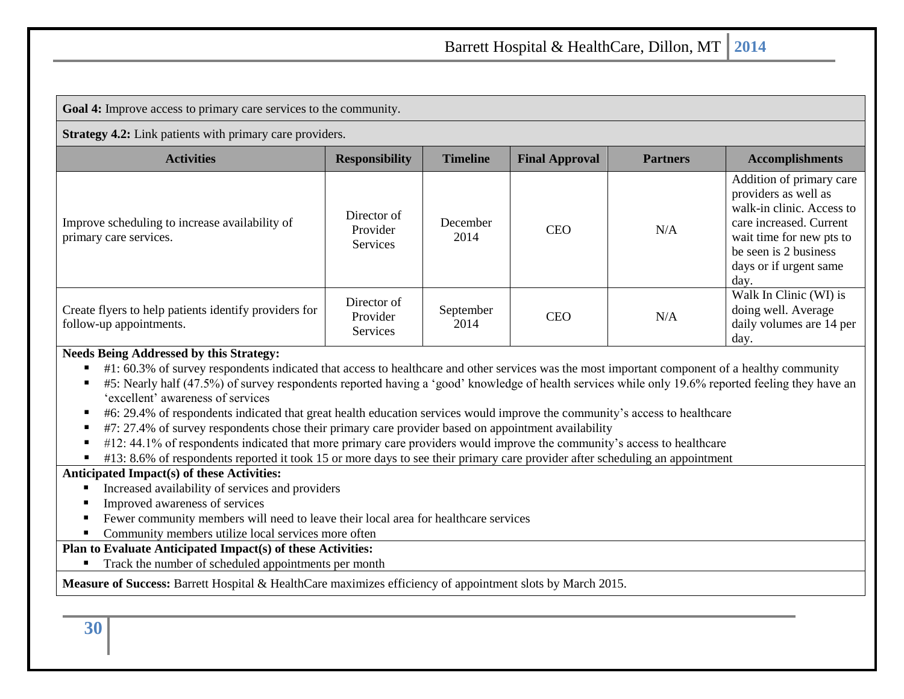**Goal 4:** Improve access to primary care services to the community.

**Strategy 4.2:** Link patients with primary care providers.

| Activities | Responsibility | Timeline | Final Approval | Partners | Accomplishments |
|---|---|---|---|---|---|
| Improve scheduling to increase availability of primary care services. | Director of Provider Services | December 2014 | CEO | N/A | Addition of primary care providers as well as walk-in clinic. Access to care increased. Current wait time for new pts to be seen is 2 business days or if urgent same day. |
| Create flyers to help patients identify providers for follow-up appointments. | Director of Provider Services | September 2014 | CEO | N/A | Walk In Clinic (WI) is doing well. Average daily volumes are 14 per day. |

**Needs Being Addressed by this Strategy:**

- #1: 60.3% of survey respondents indicated that access to healthcare and other services was the most important component of a healthy community
- #5: Nearly half (47.5%) of survey respondents reported having a 'good' knowledge of health services while only 19.6% reported feeling they have an 'excellent' awareness of services
- #6: 29.4% of respondents indicated that great health education services would improve the community's access to healthcare
- #7: 27.4% of survey respondents chose their primary care provider based on appointment availability
- #12: 44.1% of respondents indicated that more primary care providers would improve the community's access to healthcare
- #13: 8.6% of respondents reported it took 15 or more days to see their primary care provider after scheduling an appointment

**Anticipated Impact(s) of these Activities:**

- Increased availability of services and providers
- Improved awareness of services
- Fewer community members will need to leave their local area for healthcare services
- Community members utilize local services more often

**Plan to Evaluate Anticipated Impact(s) of these Activities:**

- Track the number of scheduled appointments per month

**Measure of Success:** Barrett Hospital & HealthCare maximizes efficiency of appointment slots by March 2015.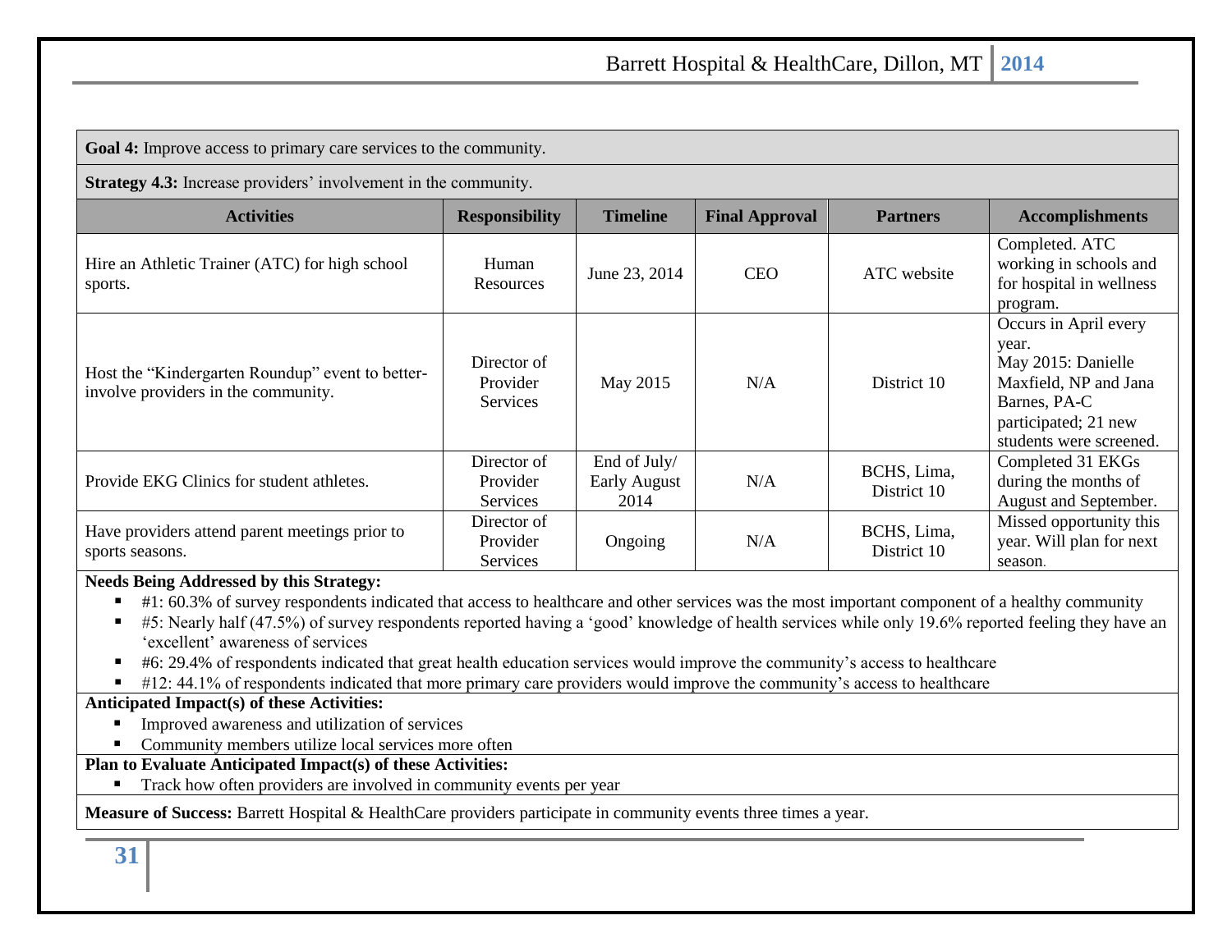**Goal 4:** Improve access to primary care services to the community.

**Strategy 4.3:** Increase providers' involvement in the community.

| Activities | Responsibility | Timeline | Final Approval | Partners | Accomplishments |
|---|---|---|---|---|---|
| Hire an Athletic Trainer (ATC) for high school sports. | Human Resources | June 23, 2014 | CEO | ATC website | Completed. ATC working in schools and for hospital in wellness program. |
| Host the "Kindergarten Roundup" event to better-involve providers in the community. | Director of Provider Services | May 2015 | N/A | District 10 | Occurs in April every year. May 2015: Danielle Maxfield, NP and Jana Barnes, PA-C participated; 21 new students were screened. |
| Provide EKG Clinics for student athletes. | Director of Provider Services | End of July/ Early August 2014 | N/A | BCHS, Lima, District 10 | Completed 31 EKGs during the months of August and September. |
| Have providers attend parent meetings prior to sports seasons. | Director of Provider Services | Ongoing | N/A | BCHS, Lima, District 10 | Missed opportunity this year. Will plan for next season. |

**Needs Being Addressed by this Strategy:**

- #1: 60.3% of survey respondents indicated that access to healthcare and other services was the most important component of a healthy community
- #5: Nearly half (47.5%) of survey respondents reported having a 'good' knowledge of health services while only 19.6% reported feeling they have an 'excellent' awareness of services
- #6: 29.4% of respondents indicated that great health education services would improve the community's access to healthcare
- #12: 44.1% of respondents indicated that more primary care providers would improve the community's access to healthcare

**Anticipated Impact(s) of these Activities:**

- Improved awareness and utilization of services
- Community members utilize local services more often

**Plan to Evaluate Anticipated Impact(s) of these Activities:**

- Track how often providers are involved in community events per year

**Measure of Success:** Barrett Hospital & HealthCare providers participate in community events three times a year.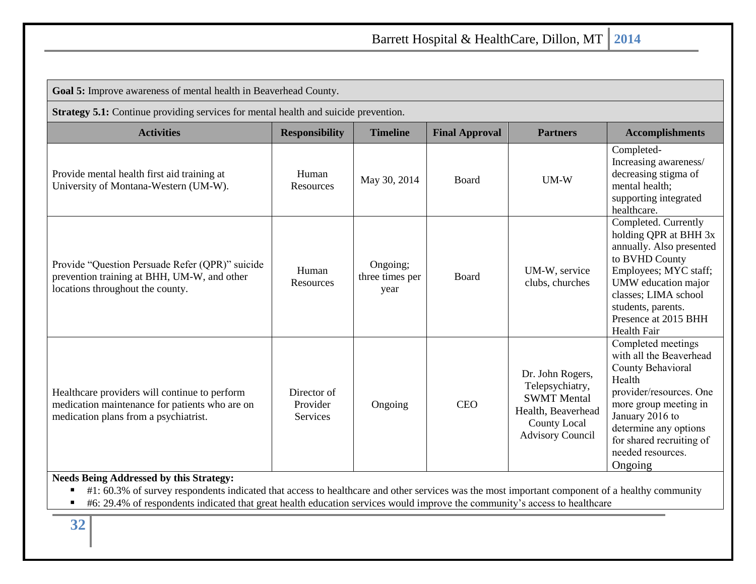**Goal 5:** Improve awareness of mental health in Beaverhead County.

**Strategy 5.1:** Continue providing services for mental health and suicide prevention.

| Activities | Responsibility | Timeline | Final Approval | Partners | Accomplishments |
|---|---|---|---|---|---|
| Provide mental health first aid training at University of Montana-Western (UM-W). | Human Resources | May 30, 2014 | Board | UM-W | Completed- Increasing awareness/ decreasing stigma of mental health; supporting integrated healthcare. |
| Provide "Question Persuade Refer (QPR)" suicide prevention training at BHH, UM-W, and other locations throughout the county. | Human Resources | Ongoing; three times per year | Board | UM-W, service clubs, churches | Completed. Currently holding QPR at BHH 3x annually. Also presented to BVHD County Employees; MYC staff; UMW education major classes; LIMA school students, parents. Presence at 2015 BHH Health Fair |
| Healthcare providers will continue to perform medication maintenance for patients who are on medication plans from a psychiatrist. | Director of Provider Services | Ongoing | CEO | Dr. John Rogers, Telepsychiatry, SWMT Mental Health, Beaverhead County Local Advisory Council | Completed meetings with all the Beaverhead County Behavioral Health provider/resources. One more group meeting in January 2016 to determine any options for shared recruiting of needed resources. Ongoing |

**Needs Being Addressed by this Strategy:**

- #1: 60.3% of survey respondents indicated that access to healthcare and other services was the most important component of a healthy community
- #6: 29.4% of respondents indicated that great health education services would improve the community's access to healthcare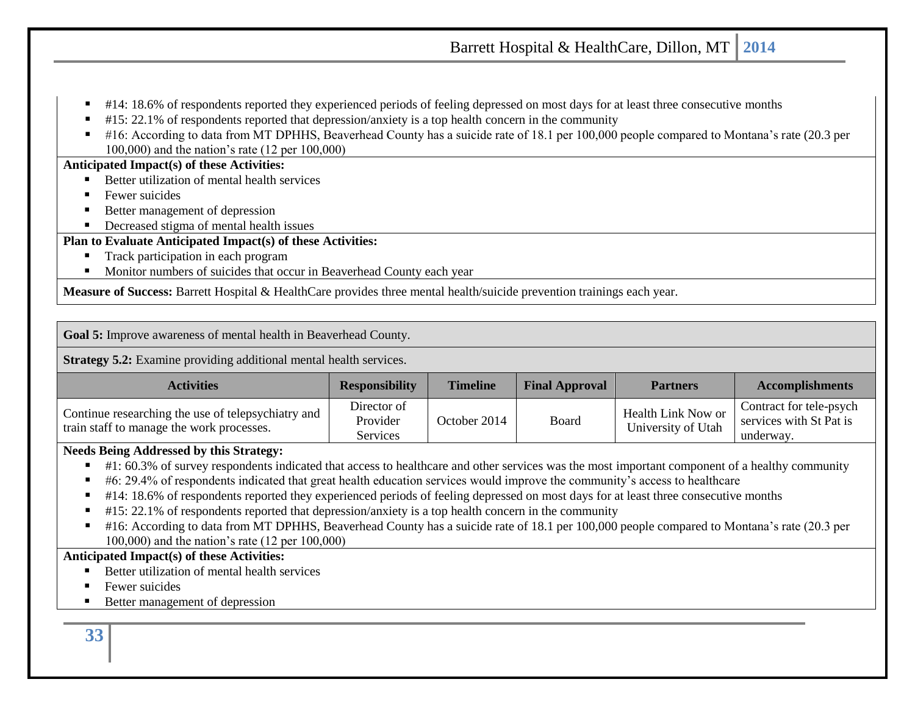- #14: 18.6% of respondents reported they experienced periods of feeling depressed on most days for at least three consecutive months
- #15: 22.1% of respondents reported that depression/anxiety is a top health concern in the community
- #16: According to data from MT DPHHS, Beaverhead County has a suicide rate of 18.1 per 100,000 people compared to Montana's rate (20.3 per 100,000) and the nation's rate (12 per 100,000)

**Anticipated Impact(s) of these Activities:**

- Better utilization of mental health services
- Fewer suicides
- Better management of depression
- Decreased stigma of mental health issues

**Plan to Evaluate Anticipated Impact(s) of these Activities:**

- Track participation in each program
- Monitor numbers of suicides that occur in Beaverhead County each year

**Measure of Success:** Barrett Hospital & HealthCare provides three mental health/suicide prevention trainings each year.

**Goal 5:** Improve awareness of mental health in Beaverhead County.

**Strategy 5.2:** Examine providing additional mental health services.

| Activities | Responsibility | Timeline | Final Approval | Partners | Accomplishments |
|---|---|---|---|---|---|
| Continue researching the use of telepsychiatry and train staff to manage the work processes. | Director of Provider Services | October 2014 | Board | Health Link Now or University of Utah | Contract for tele-psych services with St Pat is underway. |

**Needs Being Addressed by this Strategy:**

- #1: 60.3% of survey respondents indicated that access to healthcare and other services was the most important component of a healthy community
- #6: 29.4% of respondents indicated that great health education services would improve the community's access to healthcare
- #14: 18.6% of respondents reported they experienced periods of feeling depressed on most days for at least three consecutive months
- #15: 22.1% of respondents reported that depression/anxiety is a top health concern in the community
- #16: According to data from MT DPHHS, Beaverhead County has a suicide rate of 18.1 per 100,000 people compared to Montana's rate (20.3 per 100,000) and the nation's rate (12 per 100,000)

**Anticipated Impact(s) of these Activities:**

- Better utilization of mental health services
- Fewer suicides
- Better management of depression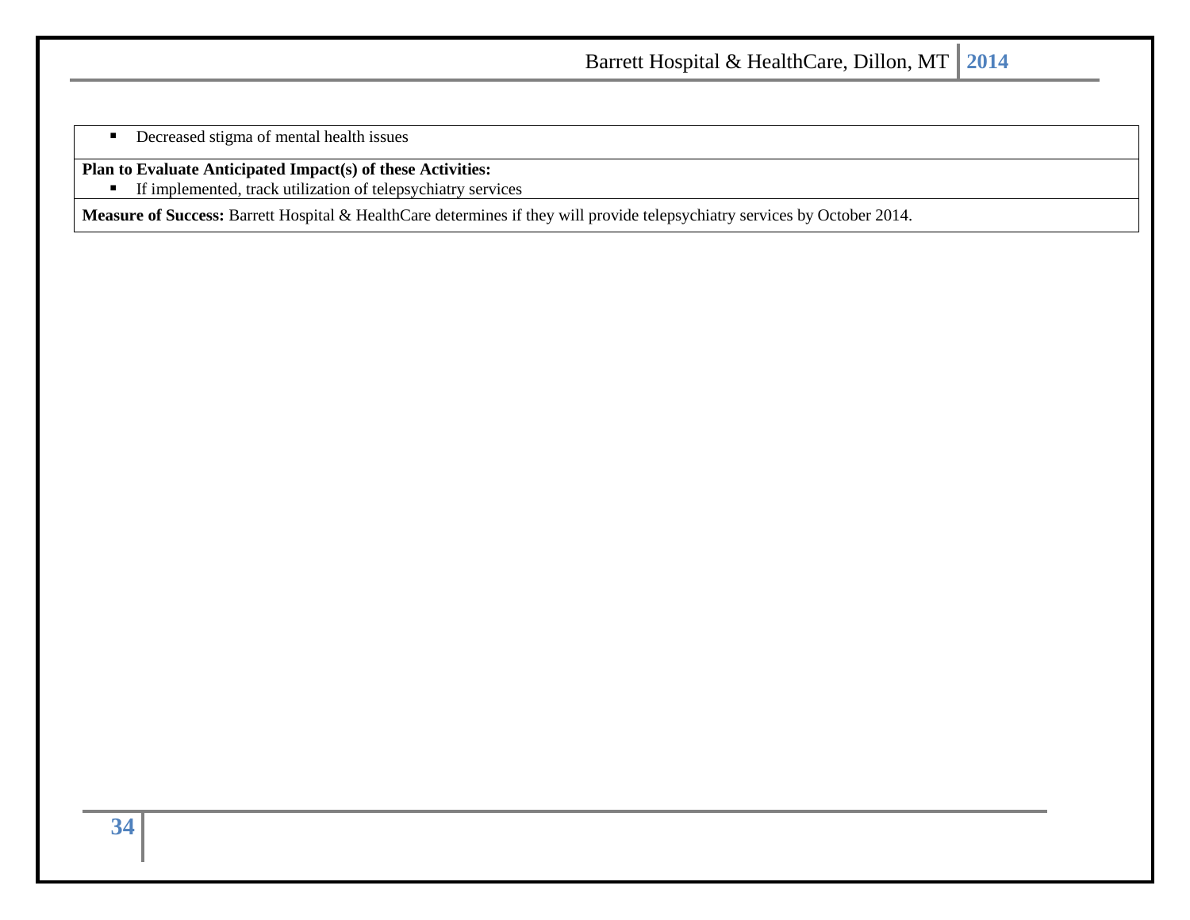- Decreased stigma of mental health issues

**Plan to Evaluate Anticipated Impact(s) of these Activities:**

- If implemented, track utilization of telepsychiatry services

**Measure of Success:** Barrett Hospital & HealthCare determines if they will provide telepsychiatry services by October 2014.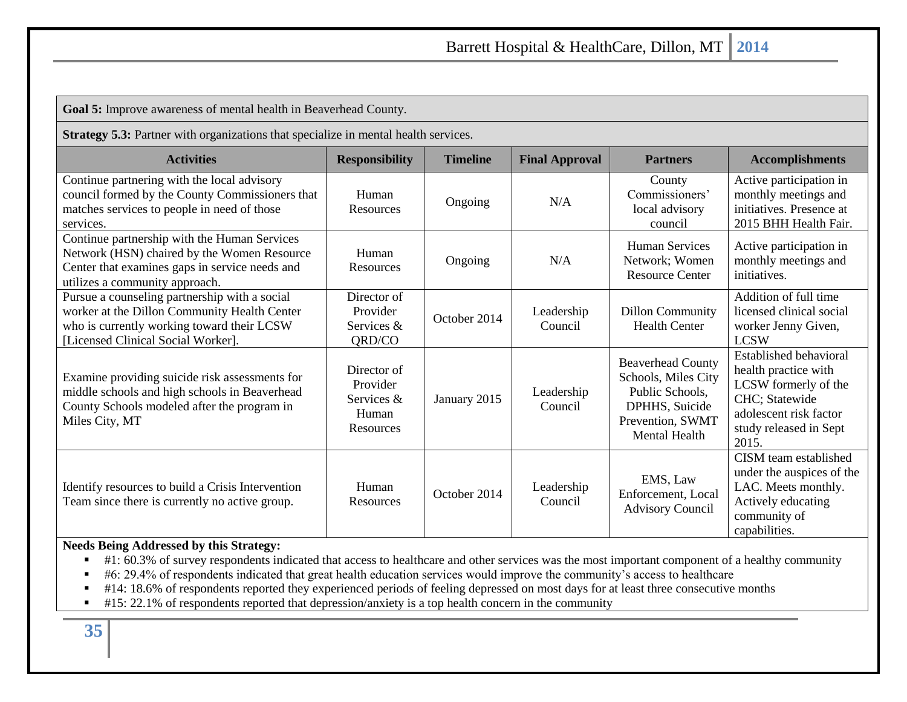**Goal 5:** Improve awareness of mental health in Beaverhead County.

**Strategy 5.3:** Partner with organizations that specialize in mental health services.

| Activities | Responsibility | Timeline | Final Approval | Partners | Accomplishments |
|---|---|---|---|---|---|
| Continue partnering with the local advisory council formed by the County Commissioners that matches services to people in need of those services. | Human Resources | Ongoing | N/A | County Commissioners' local advisory council | Active participation in monthly meetings and initiatives. Presence at 2015 BHH Health Fair. |
| Continue partnership with the Human Services Network (HSN) chaired by the Women Resource Center that examines gaps in service needs and utilizes a community approach. | Human Resources | Ongoing | N/A | Human Services Network; Women Resource Center | Active participation in monthly meetings and initiatives. |
| Pursue a counseling partnership with a social worker at the Dillon Community Health Center who is currently working toward their LCSW [Licensed Clinical Social Worker]. | Director of Provider Services & QRD/CO | October 2014 | Leadership Council | Dillon Community Health Center | Addition of full time licensed clinical social worker Jenny Given, LCSW |
| Examine providing suicide risk assessments for middle schools and high schools in Beaverhead County Schools modeled after the program in Miles City, MT | Director of Provider Services & Human Resources | January 2015 | Leadership Council | Beaverhead County Schools, Miles City Public Schools, DPHHS, Suicide Prevention, SWMT Mental Health | Established behavioral health practice with LCSW formerly of the CHC; Statewide adolescent risk factor study released in Sept 2015. |
| Identify resources to build a Crisis Intervention Team since there is currently no active group. | Human Resources | October 2014 | Leadership Council | EMS, Law Enforcement, Local Advisory Council | CISM team established under the auspices of the LAC. Meets monthly. Actively educating community of capabilities. |

**Needs Being Addressed by this Strategy:**

- #1: 60.3% of survey respondents indicated that access to healthcare and other services was the most important component of a healthy community
- #6: 29.4% of respondents indicated that great health education services would improve the community's access to healthcare
- #14: 18.6% of respondents reported they experienced periods of feeling depressed on most days for at least three consecutive months
- #15: 22.1% of respondents reported that depression/anxiety is a top health concern in the community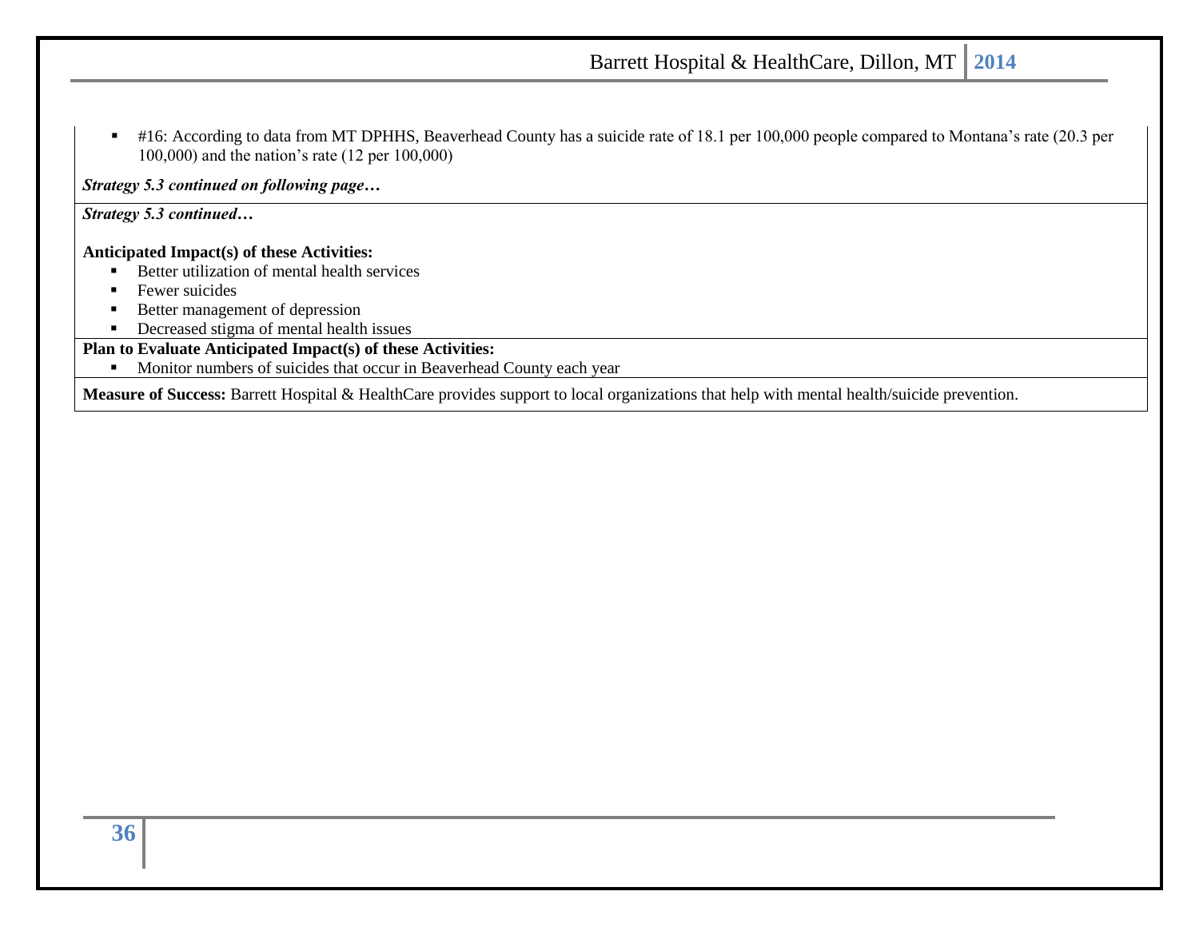- #16: According to data from MT DPHHS, Beaverhead County has a suicide rate of 18.1 per 100,000 people compared to Montana's rate (20.3 per 100,000) and the nation's rate (12 per 100,000)

***Strategy 5.3 continued on following page…***

***Strategy 5.3 continued…***

**Anticipated Impact(s) of these Activities:**

- Better utilization of mental health services
- Fewer suicides
- Better management of depression
- Decreased stigma of mental health issues

**Plan to Evaluate Anticipated Impact(s) of these Activities:**

- Monitor numbers of suicides that occur in Beaverhead County each year

**Measure of Success:** Barrett Hospital & HealthCare provides support to local organizations that help with mental health/suicide prevention.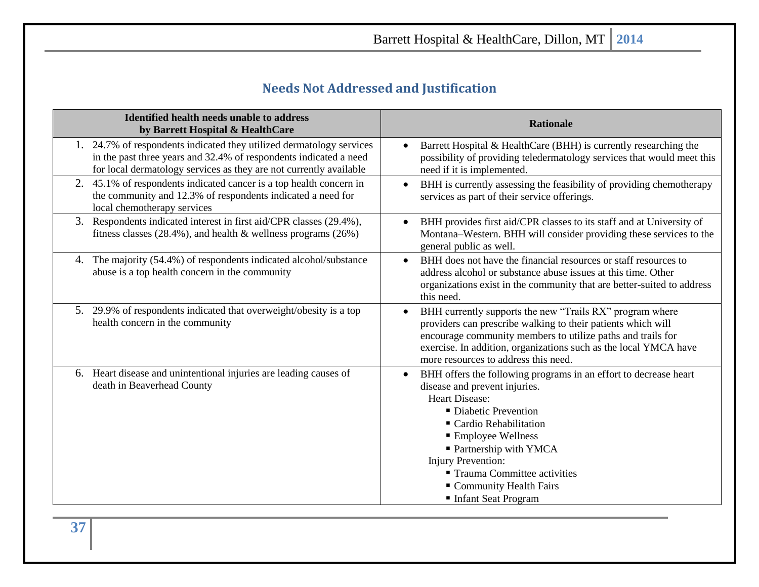## Needs Not Addressed and Justification

| Identified health needs unable to address by Barrett Hospital & HealthCare | Rationale |
|---|---|
| 1. 24.7% of respondents indicated they utilized dermatology services in the past three years and 32.4% of respondents indicated a need for local dermatology services as they are not currently available | • Barrett Hospital & HealthCare (BHH) is currently researching the possibility of providing teledermatology services that would meet this need if it is implemented. |
| 2. 45.1% of respondents indicated cancer is a top health concern in the community and 12.3% of respondents indicated a need for local chemotherapy services | • BHH is currently assessing the feasibility of providing chemotherapy services as part of their service offerings. |
| 3. Respondents indicated interest in first aid/CPR classes (29.4%), fitness classes (28.4%), and health & wellness programs (26%) | • BHH provides first aid/CPR classes to its staff and at University of Montana–Western. BHH will consider providing these services to the general public as well. |
| 4. The majority (54.4%) of respondents indicated alcohol/substance abuse is a top health concern in the community | • BHH does not have the financial resources or staff resources to address alcohol or substance abuse issues at this time. Other organizations exist in the community that are better-suited to address this need. |
| 5. 29.9% of respondents indicated that overweight/obesity is a top health concern in the community | • BHH currently supports the new "Trails RX" program where providers can prescribe walking to their patients which will encourage community members to utilize paths and trails for exercise. In addition, organizations such as the local YMCA have more resources to address this need. |
| 6. Heart disease and unintentional injuries are leading causes of death in Beaverhead County | • BHH offers the following programs in an effort to decrease heart disease and prevent injuries.<br>Heart Disease:<br>▪ Diabetic Prevention<br>▪ Cardio Rehabilitation<br>▪ Employee Wellness<br>▪ Partnership with YMCA<br>Injury Prevention:<br>▪ Trauma Committee activities<br>▪ Community Health Fairs<br>▪ Infant Seat Program |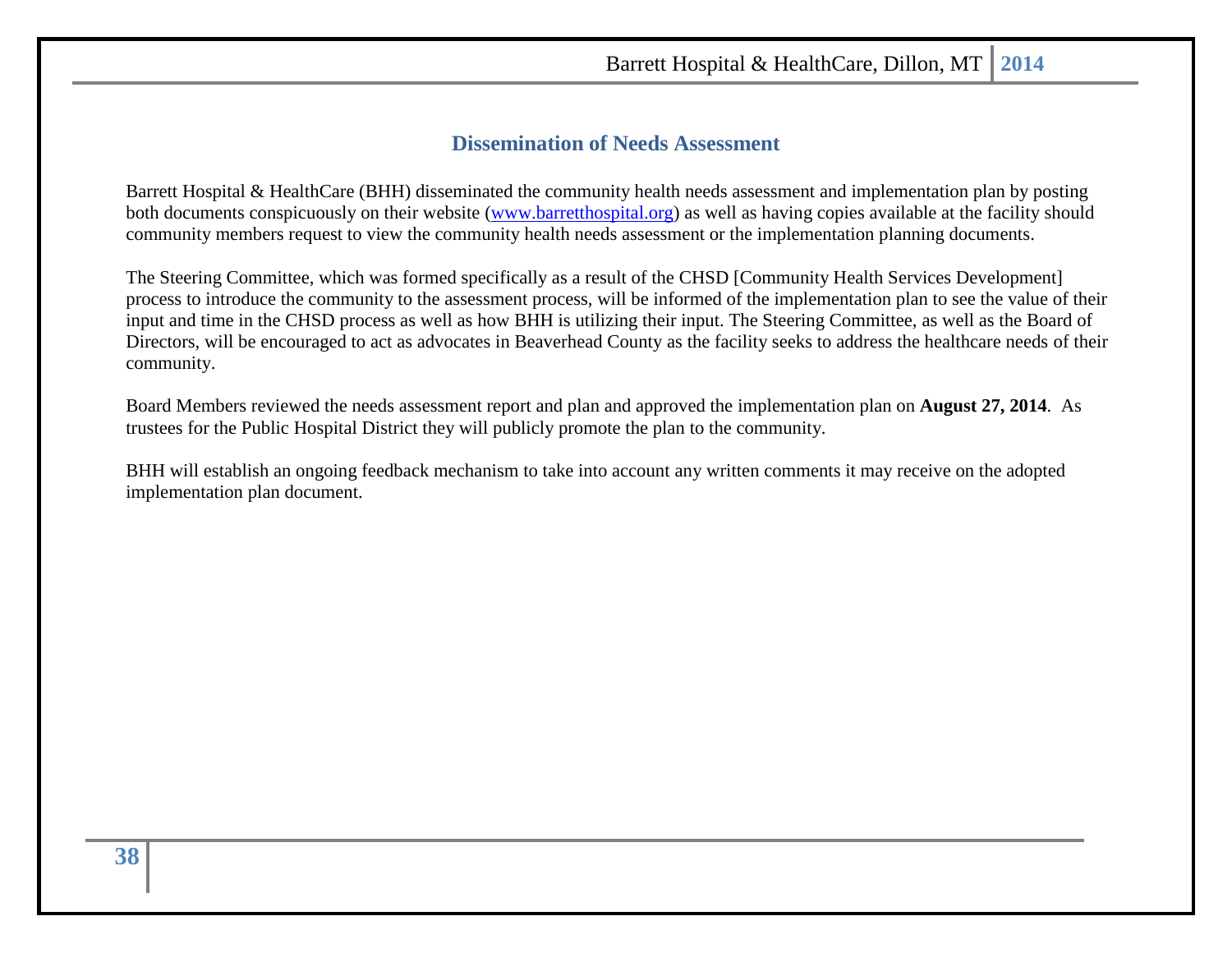## Dissemination of Needs Assessment

Barrett Hospital & HealthCare (BHH) disseminated the community health needs assessment and implementation plan by posting both documents conspicuously on their website (www.barretthospital.org) as well as having copies available at the facility should community members request to view the community health needs assessment or the implementation planning documents.

The Steering Committee, which was formed specifically as a result of the CHSD [Community Health Services Development] process to introduce the community to the assessment process, will be informed of the implementation plan to see the value of their input and time in the CHSD process as well as how BHH is utilizing their input. The Steering Committee, as well as the Board of Directors, will be encouraged to act as advocates in Beaverhead County as the facility seeks to address the healthcare needs of their community.

Board Members reviewed the needs assessment report and plan and approved the implementation plan on **August 27, 2014**. As trustees for the Public Hospital District they will publicly promote the plan to the community.

BHH will establish an ongoing feedback mechanism to take into account any written comments it may receive on the adopted implementation plan document.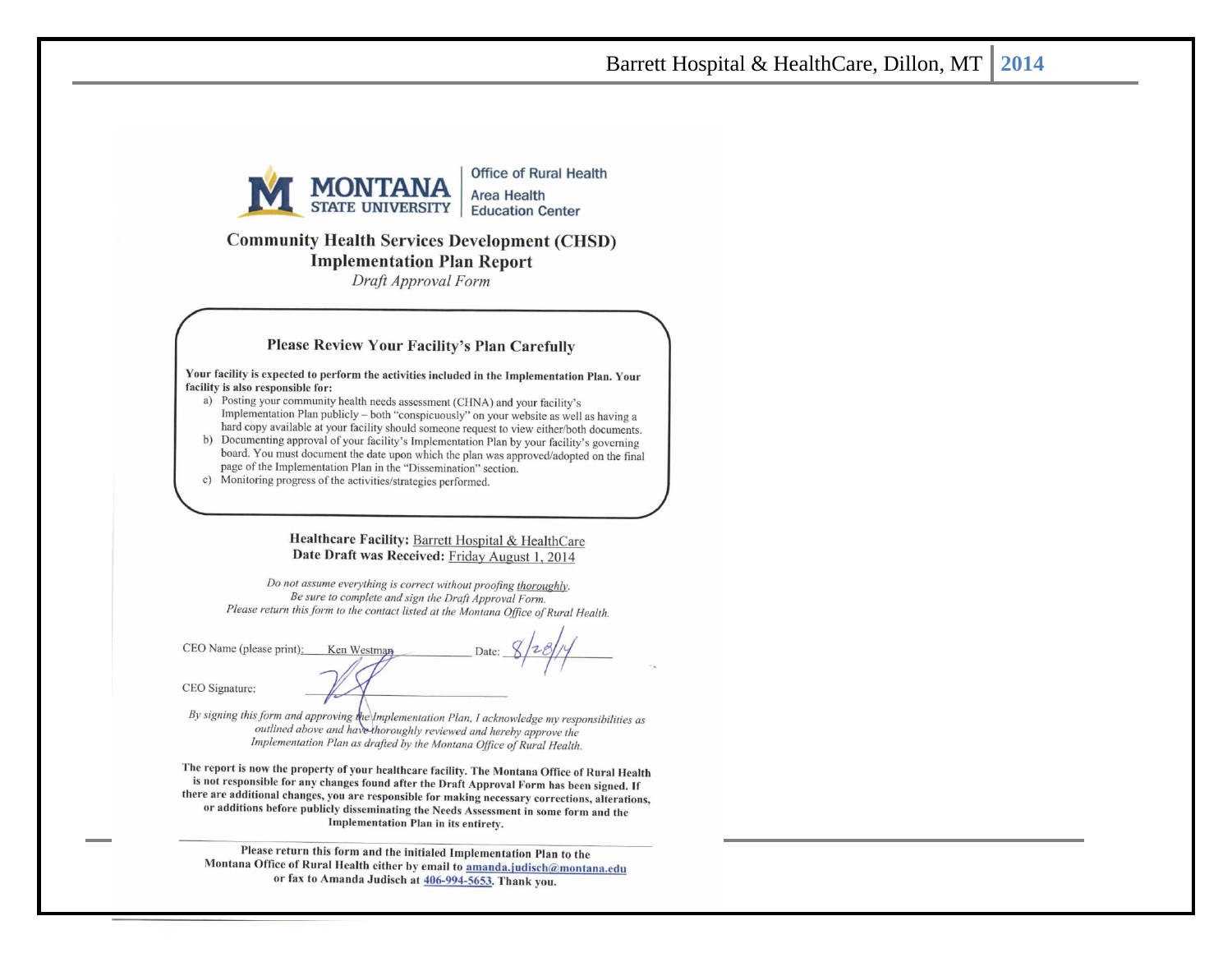MONTANA STATE UNIVERSITY | Office of Rural Health | Area Health Education Center

# Community Health Services Development (CHSD) Implementation Plan Report

*Draft Approval Form*

## Please Review Your Facility's Plan Carefully

**Your facility is expected to perform the activities included in the Implementation Plan. Your facility is also responsible for:**

a) Posting your community health needs assessment (CHNA) and your facility's Implementation Plan publicly – both "conspicuously" on your website as well as having a hard copy available at your facility should someone request to view either/both documents.
b) Documenting approval of your facility's Implementation Plan by your facility's governing board. You must document the date upon which the plan was approved/adopted on the final page of the Implementation Plan in the "Dissemination" section.
c) Monitoring progress of the activities/strategies performed.

**Healthcare Facility:** Barrett Hospital & HealthCare
**Date Draft was Received:** Friday August 1, 2014

*Do not assume everything is correct without proofing thoroughly.*
*Be sure to complete and sign the Draft Approval Form.*
*Please return this form to the contact listed at the Montana Office of Rural Health.*

CEO Name (please print): Ken Westman Date: 8/28/14

CEO Signature:

*By signing this form and approving the Implementation Plan, I acknowledge my responsibilities as outlined above and have thoroughly reviewed and hereby approve the Implementation Plan as drafted by the Montana Office of Rural Health.*

**The report is now the property of your healthcare facility. The Montana Office of Rural Health is not responsible for any changes found after the Draft Approval Form has been signed. If there are additional changes, you are responsible for making necessary corrections, alterations, or additions before publicly disseminating the Needs Assessment in some form and the Implementation Plan in its entirety.**

**Please return this form and the initialed Implementation Plan to the Montana Office of Rural Health either by email to amanda.judisch@montana.edu or fax to Amanda Judisch at 406-994-5653. Thank you.**